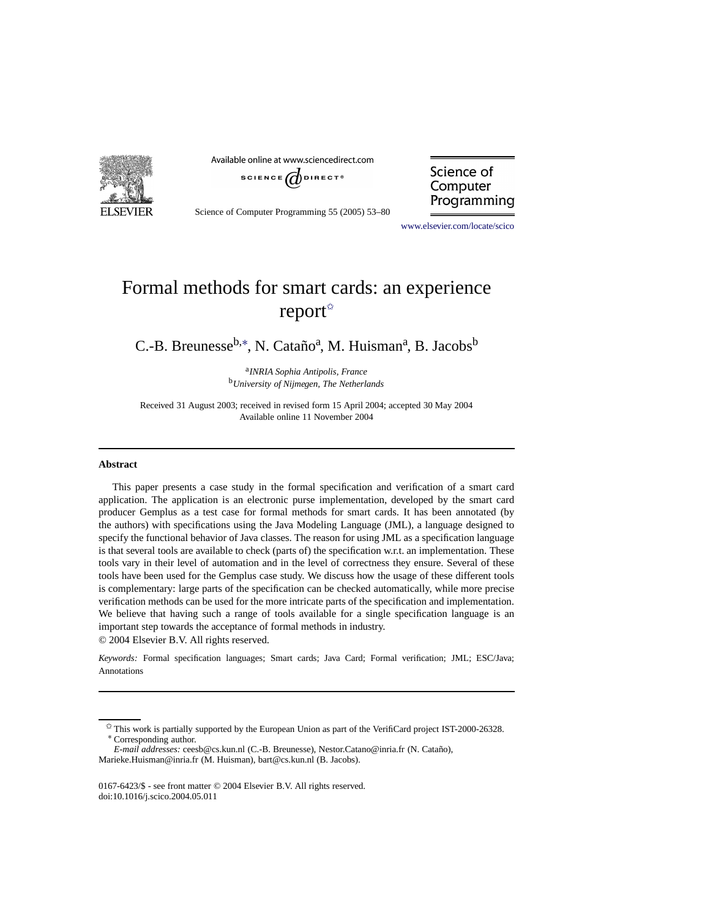# Formal methods for smart cards: an experience report[☆]

C.-B. Breunesse[b,*], N. Cataño[a], M. Huisman[a], B. Jacobs[b]

[a] *INRIA Sophia Antipolis, France*
[b] *University of Nijmegen, The Netherlands*

Received 31 August 2003; received in revised form 15 April 2004; accepted 30 May 2004
Available online 11 November 2004

---

## Abstract

This paper presents a case study in the formal specification and verification of a smart card application. The application is an electronic purse implementation, developed by the smart card producer Gemplus as a test case for formal methods for smart cards. It has been annotated (by the authors) with specifications using the Java Modeling Language (JML), a language designed to specify the functional behavior of Java classes. The reason for using JML as a specification language is that several tools are available to check (parts of) the specification w.r.t. an implementation. These tools vary in their level of automation and in the level of correctness they ensure. Several of these tools have been used for the Gemplus case study. We discuss how the usage of these different tools is complementary: large parts of the specification can be checked automatically, while more precise verification methods can be used for the more intricate parts of the specification and implementation. We believe that having such a range of tools available for a single specification language is an important step towards the acceptance of formal methods in industry.

© 2004 Elsevier B.V. All rights reserved.

*Keywords:* Formal specification languages; Smart cards; Java Card; Formal verification; JML; ESC/Java; Annotations

---

☆ This work is partially supported by the European Union as part of the VerifiCard project IST-2000-26328.

\* Corresponding author.

*E-mail addresses:* ceesb@cs.kun.nl (C.-B. Breunesse), Nestor.Catano@inria.fr (N. Cataño), Marieke.Huisman@inria.fr (M. Huisman), bart@cs.kun.nl (B. Jacobs).

0167-6423/$ - see front matter © 2004 Elsevier B.V. All rights reserved.
doi:10.1016/j.scico.2004.05.011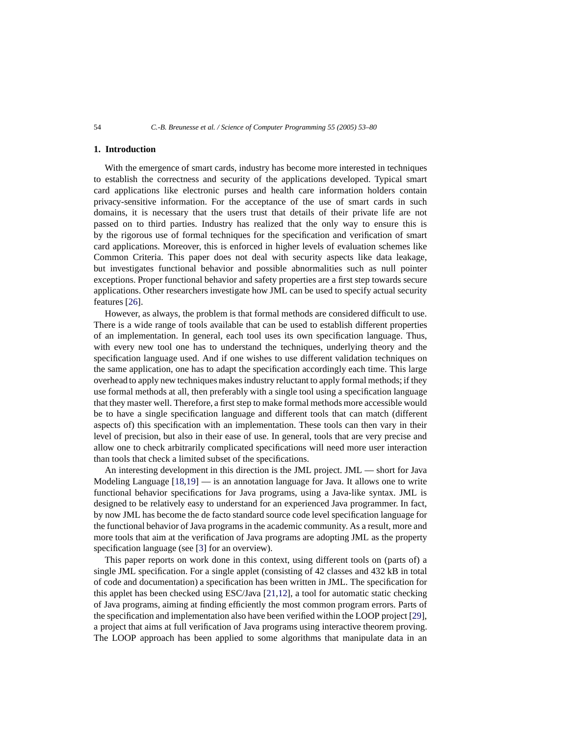## 1. Introduction

With the emergence of smart cards, industry has become more interested in techniques to establish the correctness and security of the applications developed. Typical smart card applications like electronic purses and health care information holders contain privacy-sensitive information. For the acceptance of the use of smart cards in such domains, it is necessary that the users trust that details of their private life are not passed on to third parties. Industry has realized that the only way to ensure this is by the rigorous use of formal techniques for the specification and verification of smart card applications. Moreover, this is enforced in higher levels of evaluation schemes like Common Criteria. This paper does not deal with security aspects like data leakage, but investigates functional behavior and possible abnormalities such as null pointer exceptions. Proper functional behavior and safety properties are a first step towards secure applications. Other researchers investigate how JML can be used to specify actual security features [26].

However, as always, the problem is that formal methods are considered difficult to use. There is a wide range of tools available that can be used to establish different properties of an implementation. In general, each tool uses its own specification language. Thus, with every new tool one has to understand the techniques, underlying theory and the specification language used. And if one wishes to use different validation techniques on the same application, one has to adapt the specification accordingly each time. This large overhead to apply new techniques makes industry reluctant to apply formal methods; if they use formal methods at all, then preferably with a single tool using a specification language that they master well. Therefore, a first step to make formal methods more accessible would be to have a single specification language and different tools that can match (different aspects of) this specification with an implementation. These tools can then vary in their level of precision, but also in their ease of use. In general, tools that are very precise and allow one to check arbitrarily complicated specifications will need more user interaction than tools that check a limited subset of the specifications.

An interesting development in this direction is the JML project. JML — short for Java Modeling Language [18,19] — is an annotation language for Java. It allows one to write functional behavior specifications for Java programs, using a Java-like syntax. JML is designed to be relatively easy to understand for an experienced Java programmer. In fact, by now JML has become the de facto standard source code level specification language for the functional behavior of Java programs in the academic community. As a result, more and more tools that aim at the verification of Java programs are adopting JML as the property specification language (see [3] for an overview).

This paper reports on work done in this context, using different tools on (parts of) a single JML specification. For a single applet (consisting of 42 classes and 432 kB in total of code and documentation) a specification has been written in JML. The specification for this applet has been checked using ESC/Java [21,12], a tool for automatic static checking of Java programs, aiming at finding efficiently the most common program errors. Parts of the specification and implementation also have been verified within the LOOP project [29], a project that aims at full verification of Java programs using interactive theorem proving. The LOOP approach has been applied to some algorithms that manipulate data in an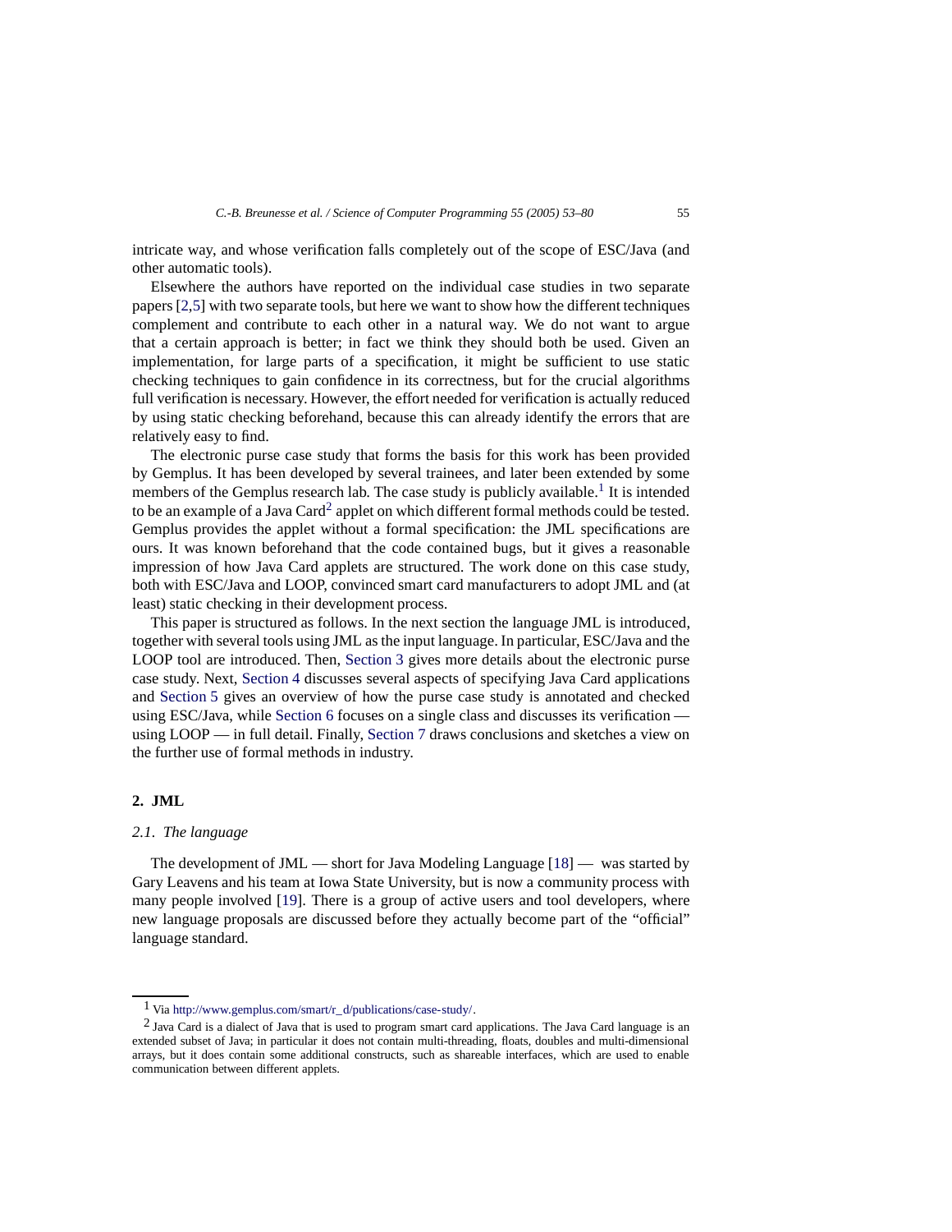intricate way, and whose verification falls completely out of the scope of ESC/Java (and other automatic tools).

Elsewhere the authors have reported on the individual case studies in two separate papers [2,5] with two separate tools, but here we want to show how the different techniques complement and contribute to each other in a natural way. We do not want to argue that a certain approach is better; in fact we think they should both be used. Given an implementation, for large parts of a specification, it might be sufficient to use static checking techniques to gain confidence in its correctness, but for the crucial algorithms full verification is necessary. However, the effort needed for verification is actually reduced by using static checking beforehand, because this can already identify the errors that are relatively easy to find.

The electronic purse case study that forms the basis for this work has been provided by Gemplus. It has been developed by several trainees, and later been extended by some members of the Gemplus research lab. The case study is publicly available.[1] It is intended to be an example of a Java Card[2] applet on which different formal methods could be tested. Gemplus provides the applet without a formal specification: the JML specifications are ours. It was known beforehand that the code contained bugs, but it gives a reasonable impression of how Java Card applets are structured. The work done on this case study, both with ESC/Java and LOOP, convinced smart card manufacturers to adopt JML and (at least) static checking in their development process.

This paper is structured as follows. In the next section the language JML is introduced, together with several tools using JML as the input language. In particular, ESC/Java and the LOOP tool are introduced. Then, Section 3 gives more details about the electronic purse case study. Next, Section 4 discusses several aspects of specifying Java Card applications and Section 5 gives an overview of how the purse case study is annotated and checked using ESC/Java, while Section 6 focuses on a single class and discusses its verification — using LOOP — in full detail. Finally, Section 7 draws conclusions and sketches a view on the further use of formal methods in industry.

## 2. JML

### 2.1. The language

The development of JML — short for Java Modeling Language [18] — was started by Gary Leavens and his team at Iowa State University, but is now a community process with many people involved [19]. There is a group of active users and tool developers, where new language proposals are discussed before they actually become part of the "official" language standard.

---

[1] Via http://www.gemplus.com/smart/r_d/publications/case-study/.

[2] Java Card is a dialect of Java that is used to program smart card applications. The Java Card language is an extended subset of Java; in particular it does not contain multi-threading, floats, doubles and multi-dimensional arrays, but it does contain some additional constructs, such as shareable interfaces, which are used to enable communication between different applets.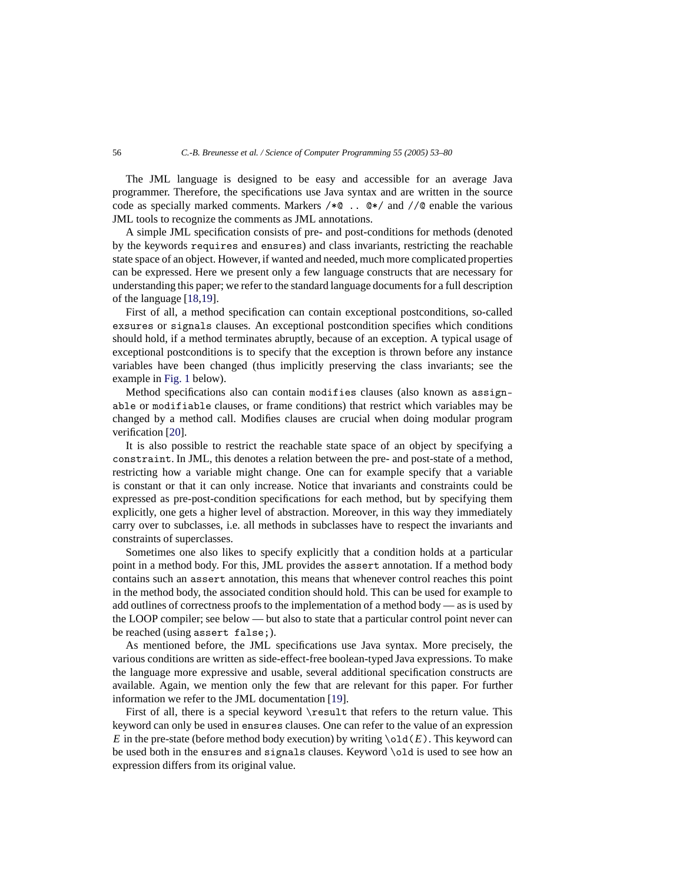The JML language is designed to be easy and accessible for an average Java programmer. Therefore, the specifications use Java syntax and are written in the source code as specially marked comments. Markers `/*@ .. @*/` and `//@` enable the various JML tools to recognize the comments as JML annotations.

A simple JML specification consists of pre- and post-conditions for methods (denoted by the keywords `requires` and `ensures`) and class invariants, restricting the reachable state space of an object. However, if wanted and needed, much more complicated properties can be expressed. Here we present only a few language constructs that are necessary for understanding this paper; we refer to the standard language documents for a full description of the language [18,19].

First of all, a method specification can contain exceptional postconditions, so-called `exsures` or `signals` clauses. An exceptional postcondition specifies which conditions should hold, if a method terminates abruptly, because of an exception. A typical usage of exceptional postconditions is to specify that the exception is thrown before any instance variables have been changed (thus implicitly preserving the class invariants; see the example in Fig. 1 below).

Method specifications also can contain `modifies` clauses (also known as `assignable` or `modifiable` clauses, or frame conditions) that restrict which variables may be changed by a method call. Modifies clauses are crucial when doing modular program verification [20].

It is also possible to restrict the reachable state space of an object by specifying a `constraint`. In JML, this denotes a relation between the pre- and post-state of a method, restricting how a variable might change. One can for example specify that a variable is constant or that it can only increase. Notice that invariants and constraints could be expressed as pre-post-condition specifications for each method, but by specifying them explicitly, one gets a higher level of abstraction. Moreover, in this way they immediately carry over to subclasses, i.e. all methods in subclasses have to respect the invariants and constraints of superclasses.

Sometimes one also likes to specify explicitly that a condition holds at a particular point in a method body. For this, JML provides the `assert` annotation. If a method body contains such an `assert` annotation, this means that whenever control reaches this point in the method body, the associated condition should hold. This can be used for example to add outlines of correctness proofs to the implementation of a method body — as is used by the LOOP compiler; see below — but also to state that a particular control point never can be reached (using `assert false;`).

As mentioned before, the JML specifications use Java syntax. More precisely, the various conditions are written as side-effect-free boolean-typed Java expressions. To make the language more expressive and usable, several additional specification constructs are available. Again, we mention only the few that are relevant for this paper. For further information we refer to the JML documentation [19].

First of all, there is a special keyword `\result` that refers to the return value. This keyword can only be used in `ensures` clauses. One can refer to the value of an expression $E$ in the pre-state (before method body execution) by writing `\old(`$E$`)`. This keyword can be used both in the `ensures` and `signals` clauses. Keyword `\old` is used to see how an expression differs from its original value.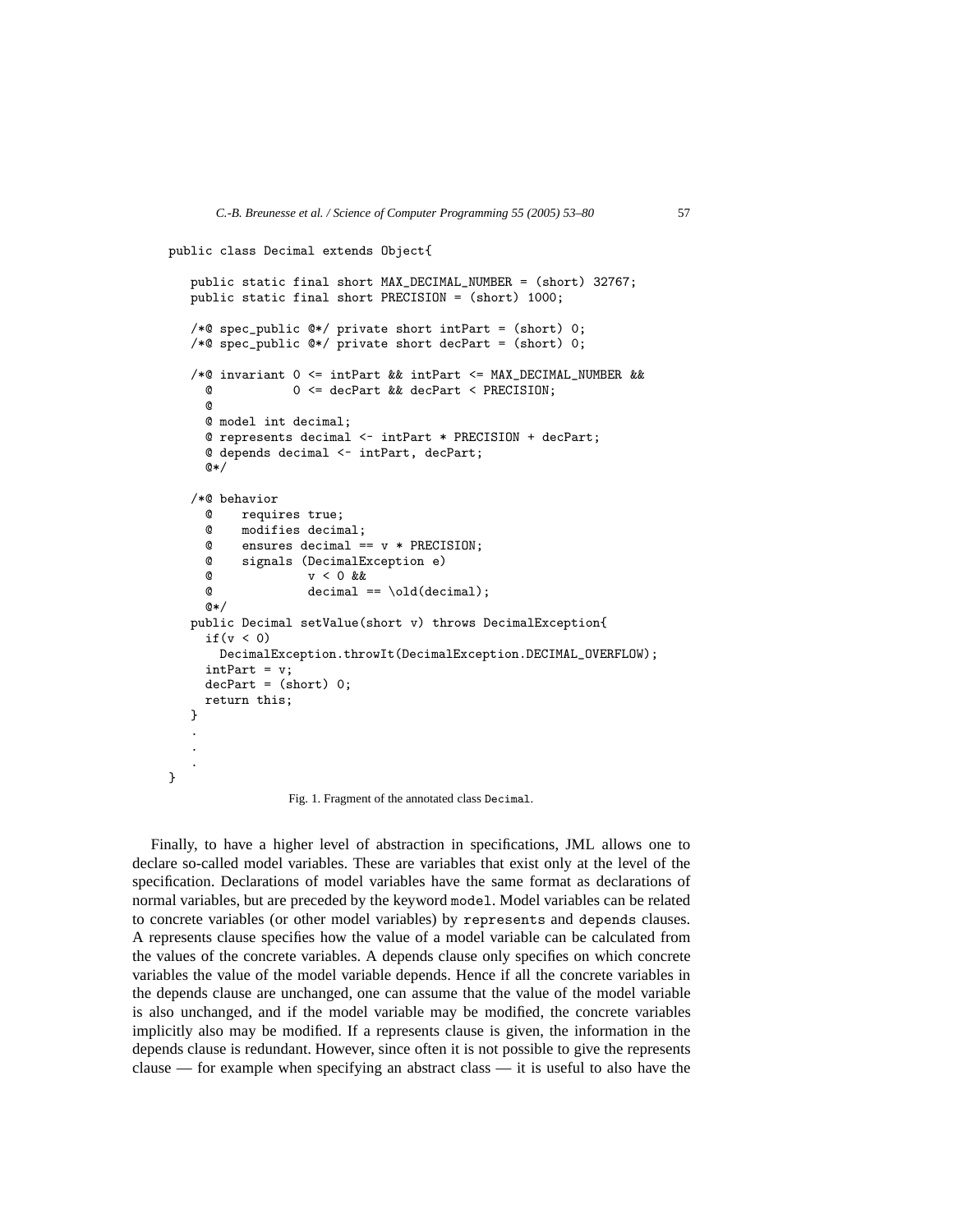```
public class Decimal extends Object{

   public static final short MAX_DECIMAL_NUMBER = (short) 32767;
   public static final short PRECISION = (short) 1000;

   /*@ spec_public @*/ private short intPart = (short) 0;
   /*@ spec_public @*/ private short decPart = (short) 0;

   /*@ invariant 0 <= intPart && intPart <= MAX_DECIMAL_NUMBER &&
     @           0 <= decPart && decPart < PRECISION;
     @
     @ model int decimal;
     @ represents decimal <- intPart * PRECISION + decPart;
     @ depends decimal <- intPart, decPart;
     @*/

   /*@ behavior
     @    requires true;
     @    modifies decimal;
     @    ensures decimal == v * PRECISION;
     @    signals (DecimalException e)
     @             v < 0 &&
     @             decimal == \old(decimal);
     @*/
   public Decimal setValue(short v) throws DecimalException{
     if(v < 0)
       DecimalException.throwIt(DecimalException.DECIMAL_OVERFLOW);
     intPart = v;
     decPart = (short) 0;
     return this;
   }
   .
   .
   .
}
```

Fig. 1. Fragment of the annotated class `Decimal`.

Finally, to have a higher level of abstraction in specifications, JML allows one to declare so-called model variables. These are variables that exist only at the level of the specification. Declarations of model variables have the same format as declarations of normal variables, but are preceded by the keyword `model`. Model variables can be related to concrete variables (or other model variables) by `represents` and `depends` clauses. A represents clause specifies how the value of a model variable can be calculated from the values of the concrete variables. A depends clause only specifies on which concrete variables the value of the model variable depends. Hence if all the concrete variables in the depends clause are unchanged, one can assume that the value of the model variable is also unchanged, and if the model variable may be modified, the concrete variables implicitly also may be modified. If a represents clause is given, the information in the depends clause is redundant. However, since often it is not possible to give the represents clause — for example when specifying an abstract class — it is useful to also have the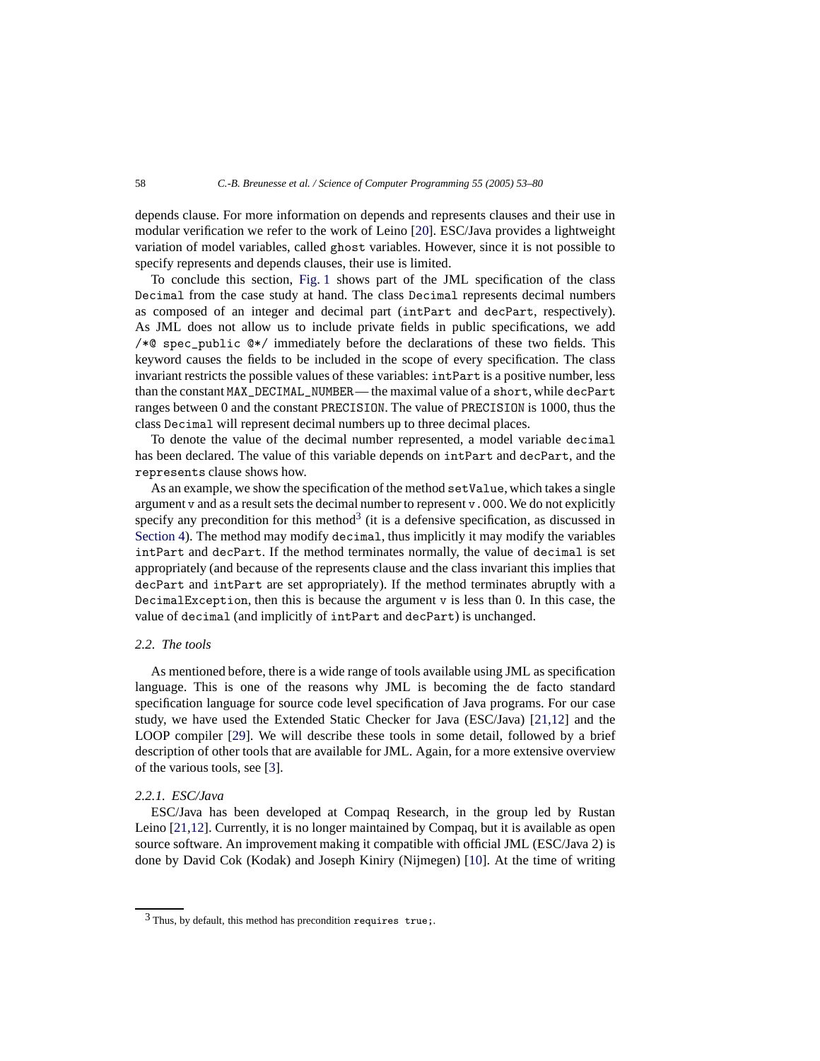depends clause. For more information on depends and represents clauses and their use in modular verification we refer to the work of Leino [20]. ESC/Java provides a lightweight variation of model variables, called `ghost` variables. However, since it is not possible to specify represents and depends clauses, their use is limited.

To conclude this section, Fig. 1 shows part of the JML specification of the class `Decimal` from the case study at hand. The class `Decimal` represents decimal numbers as composed of an integer and decimal part (`intPart` and `decPart`, respectively). As JML does not allow us to include private fields in public specifications, we add `/*@ spec_public @*/` immediately before the declarations of these two fields. This keyword causes the fields to be included in the scope of every specification. The class invariant restricts the possible values of these variables: `intPart` is a positive number, less than the constant `MAX_DECIMAL_NUMBER` — the maximal value of a `short`, while `decPart` ranges between 0 and the constant `PRECISION`. The value of `PRECISION` is 1000, thus the class `Decimal` will represent decimal numbers up to three decimal places.

To denote the value of the decimal number represented, a model variable `decimal` has been declared. The value of this variable depends on `intPart` and `decPart`, and the `represents` clause shows how.

As an example, we show the specification of the method `setValue`, which takes a single argument `v` and as a result sets the decimal number to represent `v.000`. We do not explicitly specify any precondition for this method[3] (it is a defensive specification, as discussed in Section 4). The method may modify `decimal`, thus implicitly it may modify the variables `intPart` and `decPart`. If the method terminates normally, the value of `decimal` is set appropriately (and because of the represents clause and the class invariant this implies that `decPart` and `intPart` are set appropriately). If the method terminates abruptly with a `DecimalException`, then this is because the argument `v` is less than 0. In this case, the value of `decimal` (and implicitly of `intPart` and `decPart`) is unchanged.

### 2.2. The tools

As mentioned before, there is a wide range of tools available using JML as specification language. This is one of the reasons why JML is becoming the de facto standard specification language for source code level specification of Java programs. For our case study, we have used the Extended Static Checker for Java (ESC/Java) [21,12] and the LOOP compiler [29]. We will describe these tools in some detail, followed by a brief description of other tools that are available for JML. Again, for a more extensive overview of the various tools, see [3].

#### 2.2.1. ESC/Java

ESC/Java has been developed at Compaq Research, in the group led by Rustan Leino [21,12]. Currently, it is no longer maintained by Compaq, but it is available as open source software. An improvement making it compatible with official JML (ESC/Java 2) is done by David Cok (Kodak) and Joseph Kiniry (Nijmegen) [10]. At the time of writing

---

[3] Thus, by default, this method has precondition `requires true;`.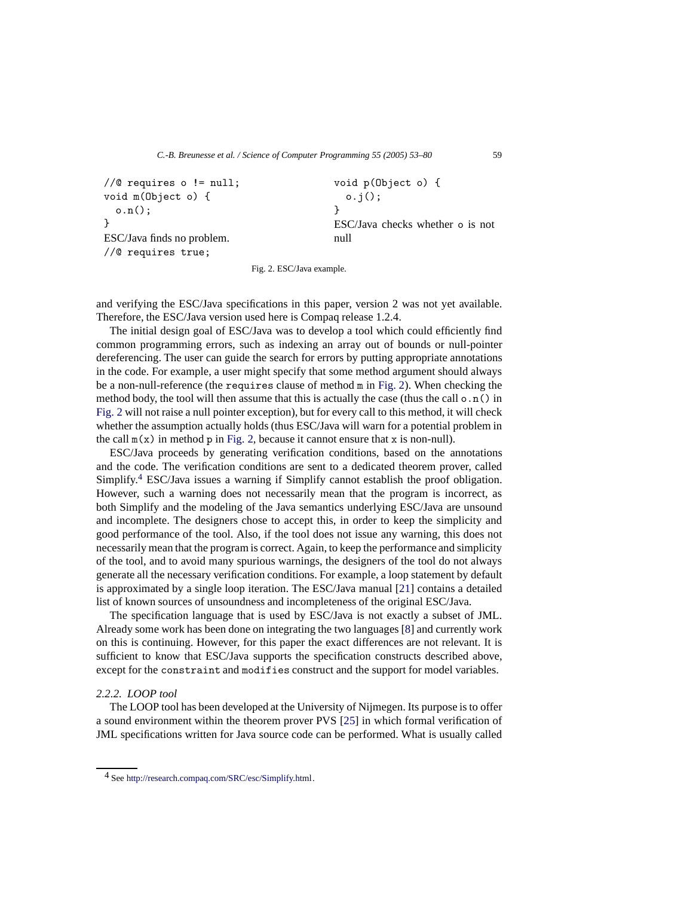```
//@ requires o != null;
void m(Object o) {
  o.n();
}
```

ESC/Java finds no problem.

```
//@ requires true;
void p(Object o) {
  o.j();
}
```

ESC/Java checks whether o is not null

Fig. 2. ESC/Java example.

and verifying the ESC/Java specifications in this paper, version 2 was not yet available. Therefore, the ESC/Java version used here is Compaq release 1.2.4.

The initial design goal of ESC/Java was to develop a tool which could efficiently find common programming errors, such as indexing an array out of bounds or null-pointer dereferencing. The user can guide the search for errors by putting appropriate annotations in the code. For example, a user might specify that some method argument should always be a non-null-reference (the `requires` clause of method `m` in Fig. 2). When checking the method body, the tool will then assume that this is actually the case (thus the call `o.n()` in Fig. 2 will not raise a null pointer exception), but for every call to this method, it will check whether the assumption actually holds (thus ESC/Java will warn for a potential problem in the call `m(x)` in method `p` in Fig. 2, because it cannot ensure that `x` is non-null).

ESC/Java proceeds by generating verification conditions, based on the annotations and the code. The verification conditions are sent to a dedicated theorem prover, called Simplify.[4] ESC/Java issues a warning if Simplify cannot establish the proof obligation. However, such a warning does not necessarily mean that the program is incorrect, as both Simplify and the modeling of the Java semantics underlying ESC/Java are unsound and incomplete. The designers chose to accept this, in order to keep the simplicity and good performance of the tool. Also, if the tool does not issue any warning, this does not necessarily mean that the program is correct. Again, to keep the performance and simplicity of the tool, and to avoid many spurious warnings, the designers of the tool do not always generate all the necessary verification conditions. For example, a loop statement by default is approximated by a single loop iteration. The ESC/Java manual [21] contains a detailed list of known sources of unsoundness and incompleteness of the original ESC/Java.

The specification language that is used by ESC/Java is not exactly a subset of JML. Already some work has been done on integrating the two languages [8] and currently work on this is continuing. However, for this paper the exact differences are not relevant. It is sufficient to know that ESC/Java supports the specification constructs described above, except for the `constraint` and `modifies` construct and the support for model variables.

### *2.2.2. LOOP tool*

The LOOP tool has been developed at the University of Nijmegen. Its purpose is to offer a sound environment within the theorem prover PVS [25] in which formal verification of JML specifications written for Java source code can be performed. What is usually called

[4] See http://research.compaq.com/SRC/esc/Simplify.html.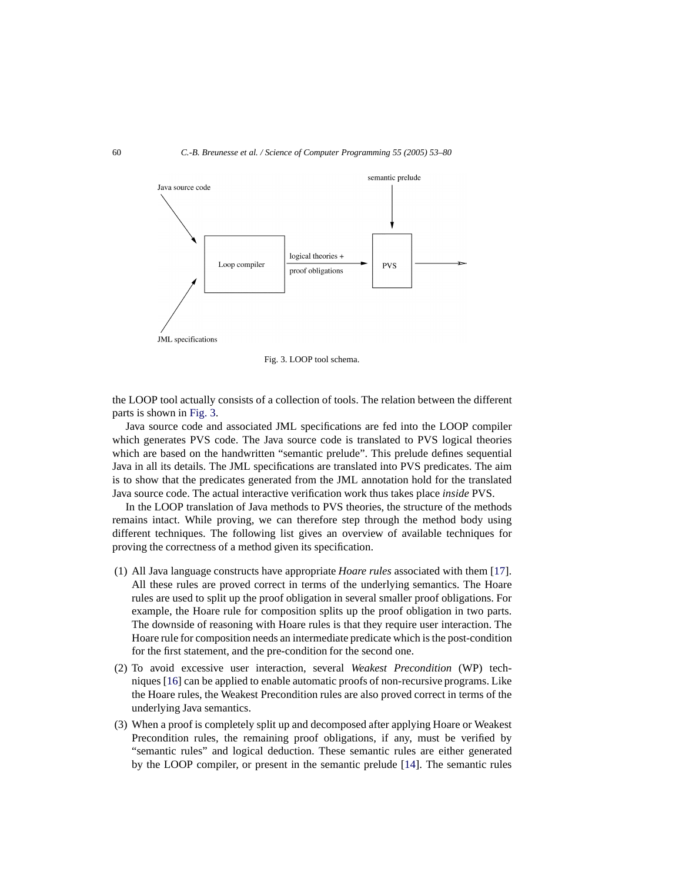Fig. 3. LOOP tool schema.

the LOOP tool actually consists of a collection of tools. The relation between the different parts is shown in Fig. 3.

Java source code and associated JML specifications are fed into the LOOP compiler which generates PVS code. The Java source code is translated to PVS logical theories which are based on the handwritten "semantic prelude". This prelude defines sequential Java in all its details. The JML specifications are translated into PVS predicates. The aim is to show that the predicates generated from the JML annotation hold for the translated Java source code. The actual interactive verification work thus takes place *inside* PVS.

In the LOOP translation of Java methods to PVS theories, the structure of the methods remains intact. While proving, we can therefore step through the method body using different techniques. The following list gives an overview of available techniques for proving the correctness of a method given its specification.

(1) All Java language constructs have appropriate *Hoare rules* associated with them [17]. All these rules are proved correct in terms of the underlying semantics. The Hoare rules are used to split up the proof obligation in several smaller proof obligations. For example, the Hoare rule for composition splits up the proof obligation in two parts. The downside of reasoning with Hoare rules is that they require user interaction. The Hoare rule for composition needs an intermediate predicate which is the post-condition for the first statement, and the pre-condition for the second one.

(2) To avoid excessive user interaction, several *Weakest Precondition* (WP) techniques [16] can be applied to enable automatic proofs of non-recursive programs. Like the Hoare rules, the Weakest Precondition rules are also proved correct in terms of the underlying Java semantics.

(3) When a proof is completely split up and decomposed after applying Hoare or Weakest Precondition rules, the remaining proof obligations, if any, must be verified by "semantic rules" and logical deduction. These semantic rules are either generated by the LOOP compiler, or present in the semantic prelude [14]. The semantic rules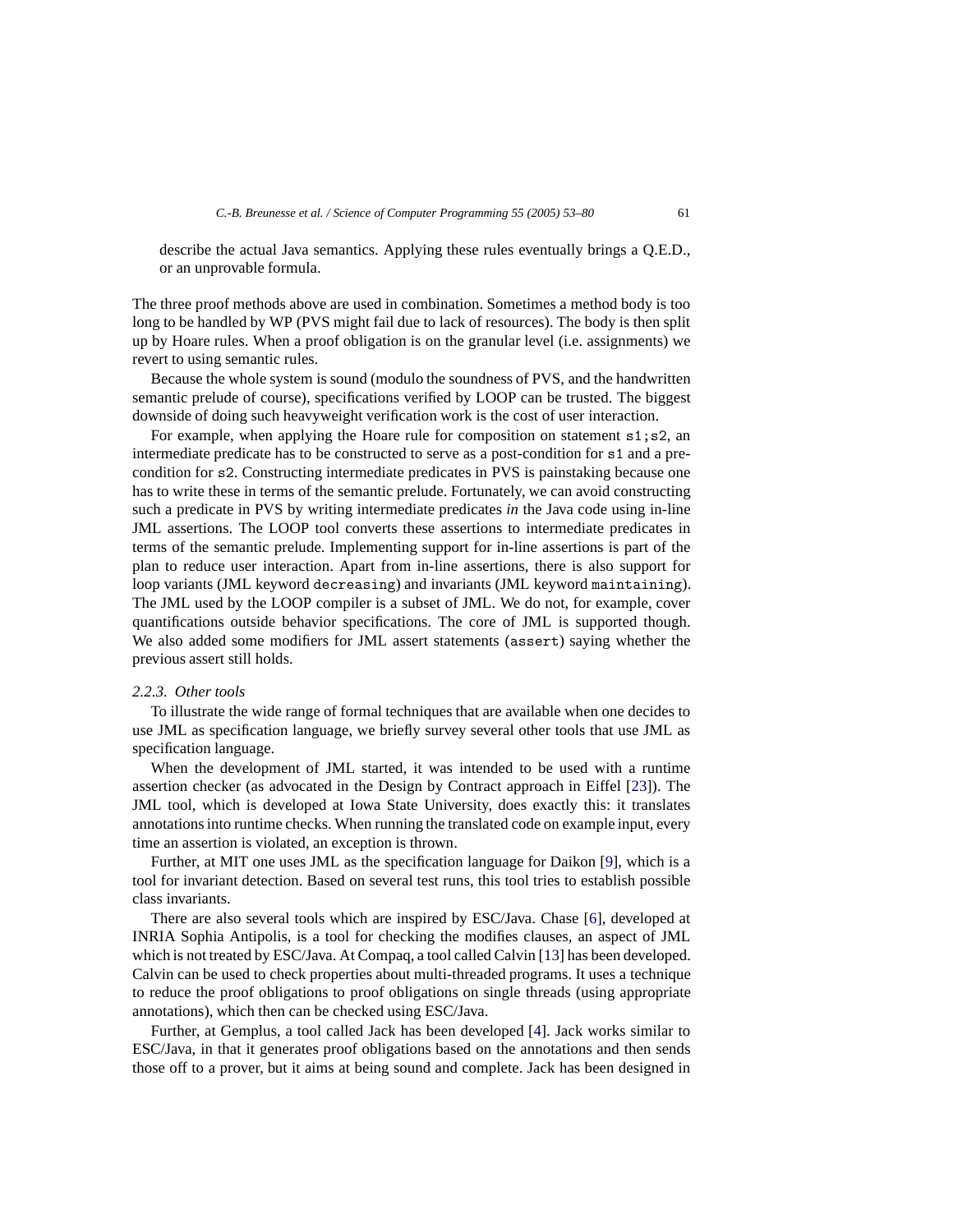describe the actual Java semantics. Applying these rules eventually brings a Q.E.D., or an unprovable formula.

The three proof methods above are used in combination. Sometimes a method body is too long to be handled by WP (PVS might fail due to lack of resources). The body is then split up by Hoare rules. When a proof obligation is on the granular level (i.e. assignments) we revert to using semantic rules.

Because the whole system is sound (modulo the soundness of PVS, and the handwritten semantic prelude of course), specifications verified by LOOP can be trusted. The biggest downside of doing such heavyweight verification work is the cost of user interaction.

For example, when applying the Hoare rule for composition on statement `s1;s2`, an intermediate predicate has to be constructed to serve as a post-condition for `s1` and a pre-condition for `s2`. Constructing intermediate predicates in PVS is painstaking because one has to write these in terms of the semantic prelude. Fortunately, we can avoid constructing such a predicate in PVS by writing intermediate predicates *in* the Java code using in-line JML assertions. The LOOP tool converts these assertions to intermediate predicates in terms of the semantic prelude. Implementing support for in-line assertions is part of the plan to reduce user interaction. Apart from in-line assertions, there is also support for loop variants (JML keyword `decreasing`) and invariants (JML keyword `maintaining`). The JML used by the LOOP compiler is a subset of JML. We do not, for example, cover quantifications outside behavior specifications. The core of JML is supported though. We also added some modifiers for JML assert statements (`assert`) saying whether the previous assert still holds.

#### 2.2.3. Other tools

To illustrate the wide range of formal techniques that are available when one decides to use JML as specification language, we briefly survey several other tools that use JML as specification language.

When the development of JML started, it was intended to be used with a runtime assertion checker (as advocated in the Design by Contract approach in Eiffel [23]). The JML tool, which is developed at Iowa State University, does exactly this: it translates annotations into runtime checks. When running the translated code on example input, every time an assertion is violated, an exception is thrown.

Further, at MIT one uses JML as the specification language for Daikon [9], which is a tool for invariant detection. Based on several test runs, this tool tries to establish possible class invariants.

There are also several tools which are inspired by ESC/Java. Chase [6], developed at INRIA Sophia Antipolis, is a tool for checking the modifies clauses, an aspect of JML which is not treated by ESC/Java. At Compaq, a tool called Calvin [13] has been developed. Calvin can be used to check properties about multi-threaded programs. It uses a technique to reduce the proof obligations to proof obligations on single threads (using appropriate annotations), which then can be checked using ESC/Java.

Further, at Gemplus, a tool called Jack has been developed [4]. Jack works similar to ESC/Java, in that it generates proof obligations based on the annotations and then sends those off to a prover, but it aims at being sound and complete. Jack has been designed in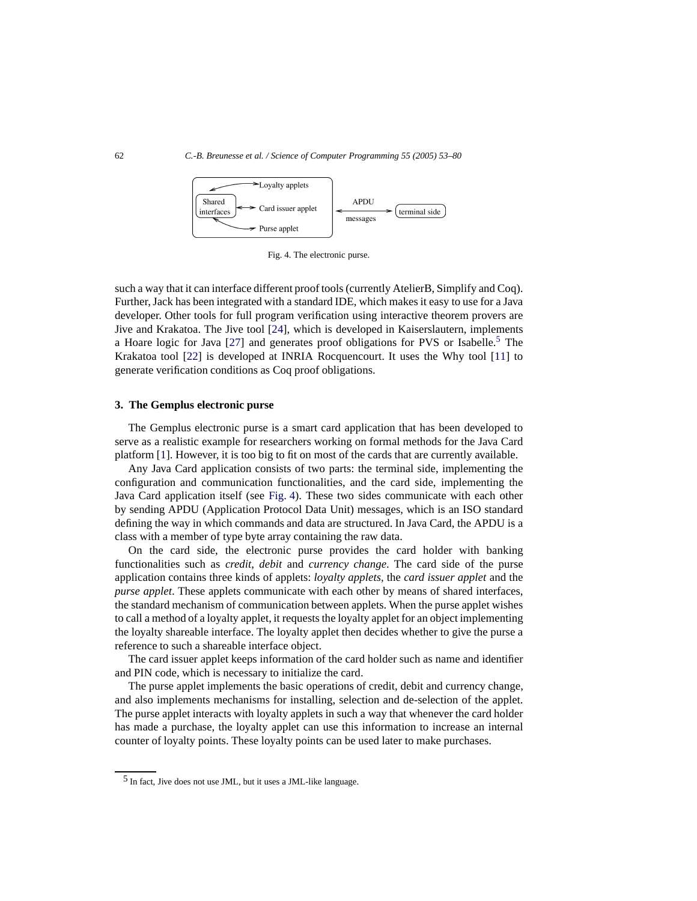Fig. 4. The electronic purse.

such a way that it can interface different proof tools (currently AtelierB, Simplify and Coq). Further, Jack has been integrated with a standard IDE, which makes it easy to use for a Java developer. Other tools for full program verification using interactive theorem provers are Jive and Krakatoa. The Jive tool [24], which is developed in Kaiserslautern, implements a Hoare logic for Java [27] and generates proof obligations for PVS or Isabelle.[5] The Krakatoa tool [22] is developed at INRIA Rocquencourt. It uses the Why tool [11] to generate verification conditions as Coq proof obligations.

## 3. The Gemplus electronic purse

The Gemplus electronic purse is a smart card application that has been developed to serve as a realistic example for researchers working on formal methods for the Java Card platform [1]. However, it is too big to fit on most of the cards that are currently available.

Any Java Card application consists of two parts: the terminal side, implementing the configuration and communication functionalities, and the card side, implementing the Java Card application itself (see Fig. 4). These two sides communicate with each other by sending APDU (Application Protocol Data Unit) messages, which is an ISO standard defining the way in which commands and data are structured. In Java Card, the APDU is a class with a member of type byte array containing the raw data.

On the card side, the electronic purse provides the card holder with banking functionalities such as *credit*, *debit* and *currency change*. The card side of the purse application contains three kinds of applets: *loyalty applets*, the *card issuer applet* and the *purse applet*. These applets communicate with each other by means of shared interfaces, the standard mechanism of communication between applets. When the purse applet wishes to call a method of a loyalty applet, it requests the loyalty applet for an object implementing the loyalty shareable interface. The loyalty applet then decides whether to give the purse a reference to such a shareable interface object.

The card issuer applet keeps information of the card holder such as name and identifier and PIN code, which is necessary to initialize the card.

The purse applet implements the basic operations of credit, debit and currency change, and also implements mechanisms for installing, selection and de-selection of the applet. The purse applet interacts with loyalty applets in such a way that whenever the card holder has made a purchase, the loyalty applet can use this information to increase an internal counter of loyalty points. These loyalty points can be used later to make purchases.

[5] In fact, Jive does not use JML, but it uses a JML-like language.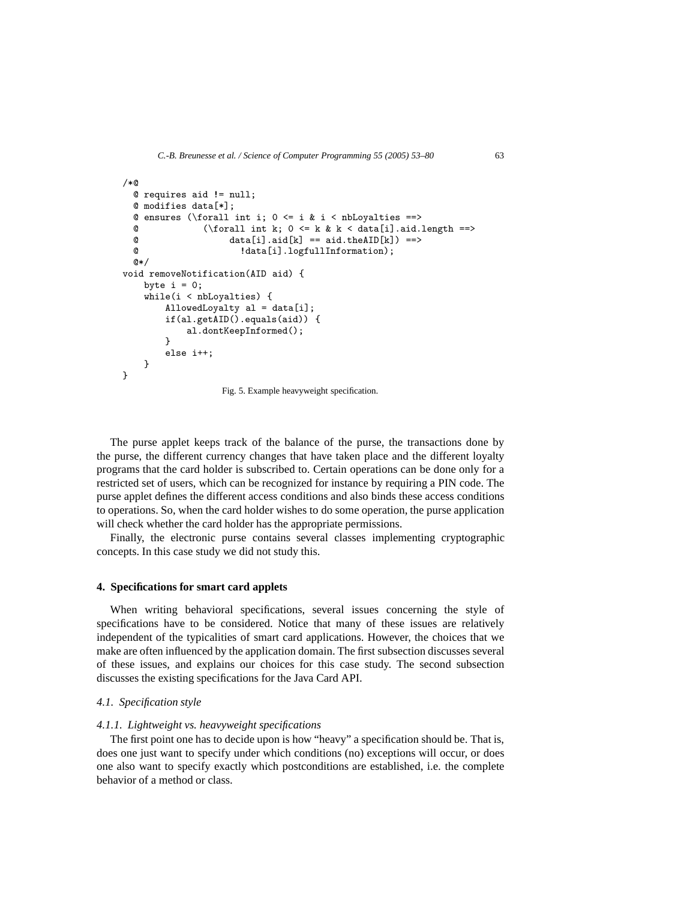```
/*@
  @ requires aid != null;
  @ modifies data[*];
  @ ensures (\forall int i; 0 <= i & i < nbLoyalties ==>
  @            (\forall int k; 0 <= k & k < data[i].aid.length ==>
  @                 data[i].aid[k] == aid.theAID[k]) ==>
  @                   !data[i].logfullInformation);
  @*/
void removeNotification(AID aid) {
    byte i = 0;
    while(i < nbLoyalties) {
        AllowedLoyalty al = data[i];
        if(al.getAID().equals(aid)) {
            al.dontKeepInformed();
        }
        else i++;
    }
}
```

Fig. 5. Example heavyweight specification.

The purse applet keeps track of the balance of the purse, the transactions done by the purse, the different currency changes that have taken place and the different loyalty programs that the card holder is subscribed to. Certain operations can be done only for a restricted set of users, which can be recognized for instance by requiring a PIN code. The purse applet defines the different access conditions and also binds these access conditions to operations. So, when the card holder wishes to do some operation, the purse application will check whether the card holder has the appropriate permissions.

Finally, the electronic purse contains several classes implementing cryptographic concepts. In this case study we did not study this.

## 4. Specifications for smart card applets

When writing behavioral specifications, several issues concerning the style of specifications have to be considered. Notice that many of these issues are relatively independent of the typicalities of smart card applications. However, the choices that we make are often influenced by the application domain. The first subsection discusses several of these issues, and explains our choices for this case study. The second subsection discusses the existing specifications for the Java Card API.

### *4.1. Specification style*

#### *4.1.1. Lightweight vs. heavyweight specifications*

The first point one has to decide upon is how "heavy" a specification should be. That is, does one just want to specify under which conditions (no) exceptions will occur, or does one also want to specify exactly which postconditions are established, i.e. the complete behavior of a method or class.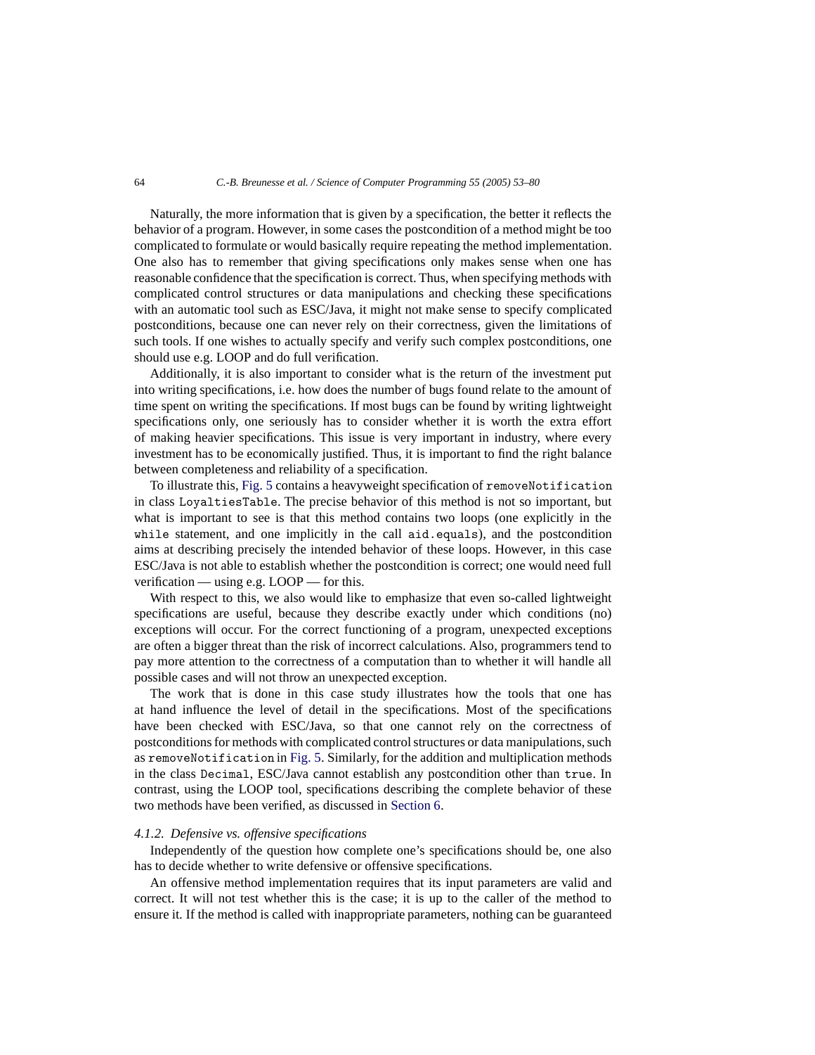Naturally, the more information that is given by a specification, the better it reflects the behavior of a program. However, in some cases the postcondition of a method might be too complicated to formulate or would basically require repeating the method implementation. One also has to remember that giving specifications only makes sense when one has reasonable confidence that the specification is correct. Thus, when specifying methods with complicated control structures or data manipulations and checking these specifications with an automatic tool such as ESC/Java, it might not make sense to specify complicated postconditions, because one can never rely on their correctness, given the limitations of such tools. If one wishes to actually specify and verify such complex postconditions, one should use e.g. LOOP and do full verification.

Additionally, it is also important to consider what is the return of the investment put into writing specifications, i.e. how does the number of bugs found relate to the amount of time spent on writing the specifications. If most bugs can be found by writing lightweight specifications only, one seriously has to consider whether it is worth the extra effort of making heavier specifications. This issue is very important in industry, where every investment has to be economically justified. Thus, it is important to find the right balance between completeness and reliability of a specification.

To illustrate this, Fig. 5 contains a heavyweight specification of `removeNotification` in class `LoyaltiesTable`. The precise behavior of this method is not so important, but what is important to see is that this method contains two loops (one explicitly in the `while` statement, and one implicitly in the call `aid.equals`), and the postcondition aims at describing precisely the intended behavior of these loops. However, in this case ESC/Java is not able to establish whether the postcondition is correct; one would need full verification — using e.g. LOOP — for this.

With respect to this, we also would like to emphasize that even so-called lightweight specifications are useful, because they describe exactly under which conditions (no) exceptions will occur. For the correct functioning of a program, unexpected exceptions are often a bigger threat than the risk of incorrect calculations. Also, programmers tend to pay more attention to the correctness of a computation than to whether it will handle all possible cases and will not throw an unexpected exception.

The work that is done in this case study illustrates how the tools that one has at hand influence the level of detail in the specifications. Most of the specifications have been checked with ESC/Java, so that one cannot rely on the correctness of postconditions for methods with complicated control structures or data manipulations, such as `removeNotification` in Fig. 5. Similarly, for the addition and multiplication methods in the class `Decimal`, ESC/Java cannot establish any postcondition other than `true`. In contrast, using the LOOP tool, specifications describing the complete behavior of these two methods have been verified, as discussed in Section 6.

#### *4.1.2. Defensive vs. offensive specifications*

Independently of the question how complete one's specifications should be, one also has to decide whether to write defensive or offensive specifications.

An offensive method implementation requires that its input parameters are valid and correct. It will not test whether this is the case; it is up to the caller of the method to ensure it. If the method is called with inappropriate parameters, nothing can be guaranteed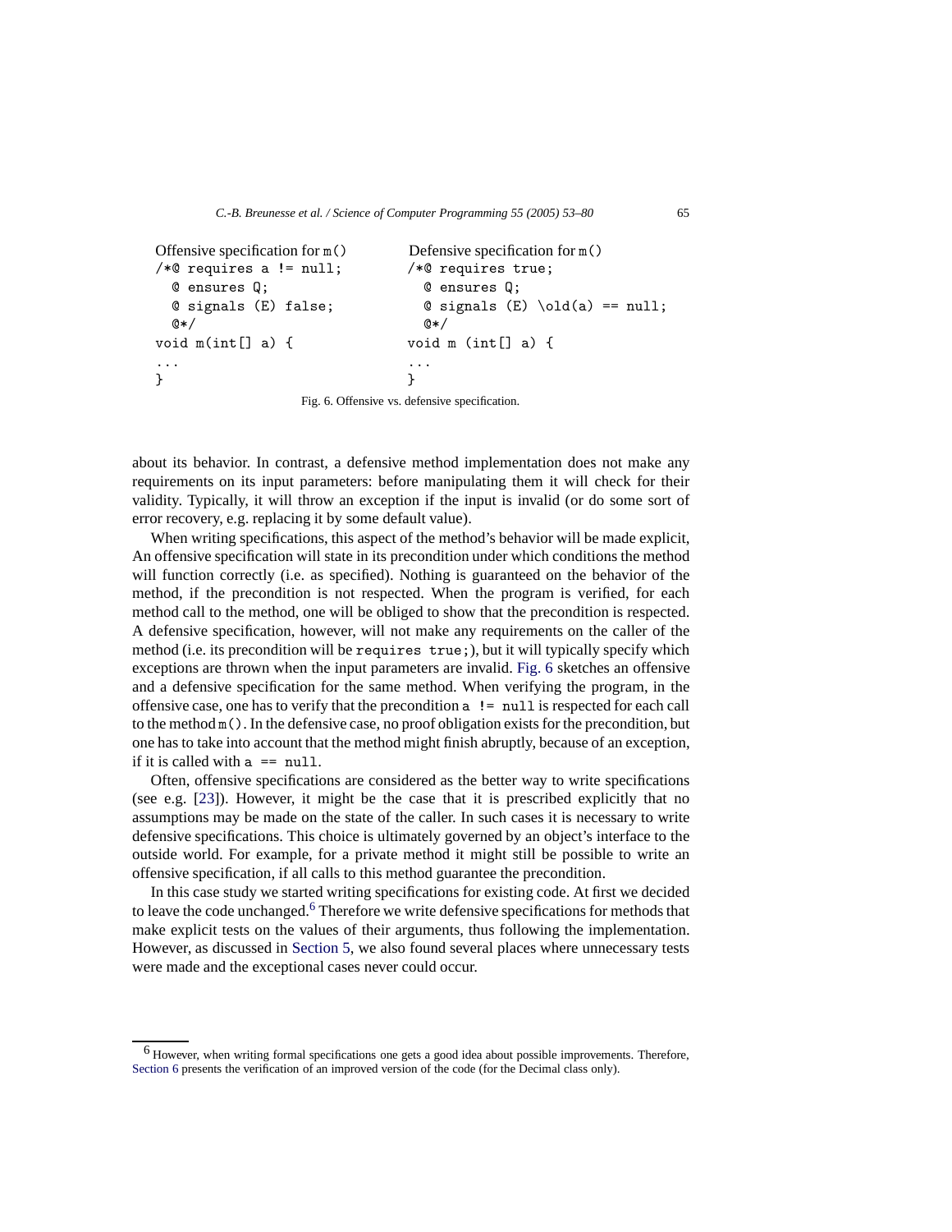Offensive specification for `m()`

```
/*@ requires a != null;
  @ ensures Q;
  @ signals (E) false;
  @*/
void m(int[] a) {
...
}
```

Defensive specification for `m()`

```
/*@ requires true;
  @ ensures Q;
  @ signals (E) \old(a) == null;
  @*/
void m (int[] a) {
...
}
```

Fig. 6. Offensive vs. defensive specification.

about its behavior. In contrast, a defensive method implementation does not make any requirements on its input parameters: before manipulating them it will check for their validity. Typically, it will throw an exception if the input is invalid (or do some sort of error recovery, e.g. replacing it by some default value).

When writing specifications, this aspect of the method's behavior will be made explicit, An offensive specification will state in its precondition under which conditions the method will function correctly (i.e. as specified). Nothing is guaranteed on the behavior of the method, if the precondition is not respected. When the program is verified, for each method call to the method, one will be obliged to show that the precondition is respected. A defensive specification, however, will not make any requirements on the caller of the method (i.e. its precondition will be `requires true;`), but it will typically specify which exceptions are thrown when the input parameters are invalid. Fig. 6 sketches an offensive and a defensive specification for the same method. When verifying the program, in the offensive case, one has to verify that the precondition `a != null` is respected for each call to the method `m()`. In the defensive case, no proof obligation exists for the precondition, but one has to take into account that the method might finish abruptly, because of an exception, if it is called with `a == null`.

Often, offensive specifications are considered as the better way to write specifications (see e.g. [23]). However, it might be the case that it is prescribed explicitly that no assumptions may be made on the state of the caller. In such cases it is necessary to write defensive specifications. This choice is ultimately governed by an object's interface to the outside world. For example, for a private method it might still be possible to write an offensive specification, if all calls to this method guarantee the precondition.

In this case study we started writing specifications for existing code. At first we decided to leave the code unchanged.[6] Therefore we write defensive specifications for methods that make explicit tests on the values of their arguments, thus following the implementation. However, as discussed in Section 5, we also found several places where unnecessary tests were made and the exceptional cases never could occur.

[6] However, when writing formal specifications one gets a good idea about possible improvements. Therefore, Section 6 presents the verification of an improved version of the code (for the Decimal class only).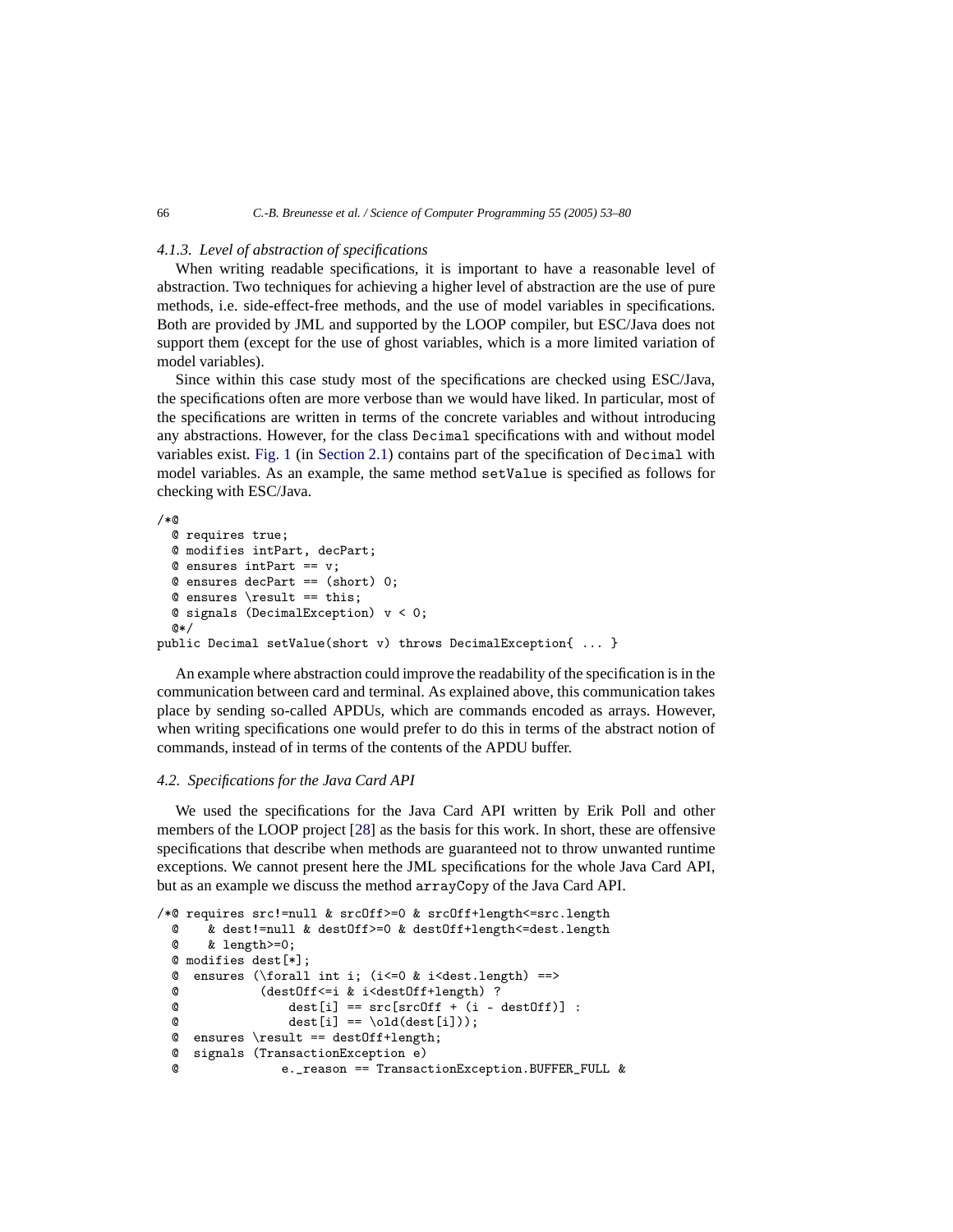#### 4.1.3. Level of abstraction of specifications

When writing readable specifications, it is important to have a reasonable level of abstraction. Two techniques for achieving a higher level of abstraction are the use of pure methods, i.e. side-effect-free methods, and the use of model variables in specifications. Both are provided by JML and supported by the LOOP compiler, but ESC/Java does not support them (except for the use of ghost variables, which is a more limited variation of model variables).

Since within this case study most of the specifications are checked using ESC/Java, the specifications often are more verbose than we would have liked. In particular, most of the specifications are written in terms of the concrete variables and without introducing any abstractions. However, for the class `Decimal` specifications with and without model variables exist. Fig. 1 (in Section 2.1) contains part of the specification of `Decimal` with model variables. As an example, the same method `setValue` is specified as follows for checking with ESC/Java.

```
/*@
  @ requires true;
  @ modifies intPart, decPart;
  @ ensures intPart == v;
  @ ensures decPart == (short) 0;
  @ ensures \result == this;
  @ signals (DecimalException) v < 0;
  @*/
public Decimal setValue(short v) throws DecimalException{ ... }
```

An example where abstraction could improve the readability of the specification is in the communication between card and terminal. As explained above, this communication takes place by sending so-called APDUs, which are commands encoded as arrays. However, when writing specifications one would prefer to do this in terms of the abstract notion of commands, instead of in terms of the contents of the APDU buffer.

### 4.2. Specifications for the Java Card API

We used the specifications for the Java Card API written by Erik Poll and other members of the LOOP project [28] as the basis for this work. In short, these are offensive specifications that describe when methods are guaranteed not to throw unwanted runtime exceptions. We cannot present here the JML specifications for the whole Java Card API, but as an example we discuss the method `arrayCopy` of the Java Card API.

```
/*@ requires src!=null & srcOff>=0 & srcOff+length<=src.length
  @    & dest!=null & destOff>=0 & destOff+length<=dest.length
  @    & length>=0;
  @ modifies dest[*];
  @  ensures (\forall int i; (i<=0 & i<dest.length) ==>
  @           (destOff<=i & i<destOff+length) ?
  @               dest[i] == src[srcOff + (i - destOff)] :
  @               dest[i] == \old(dest[i]));
  @  ensures \result == destOff+length;
  @  signals (TransactionException e)
  @              e._reason == TransactionException.BUFFER_FULL &
```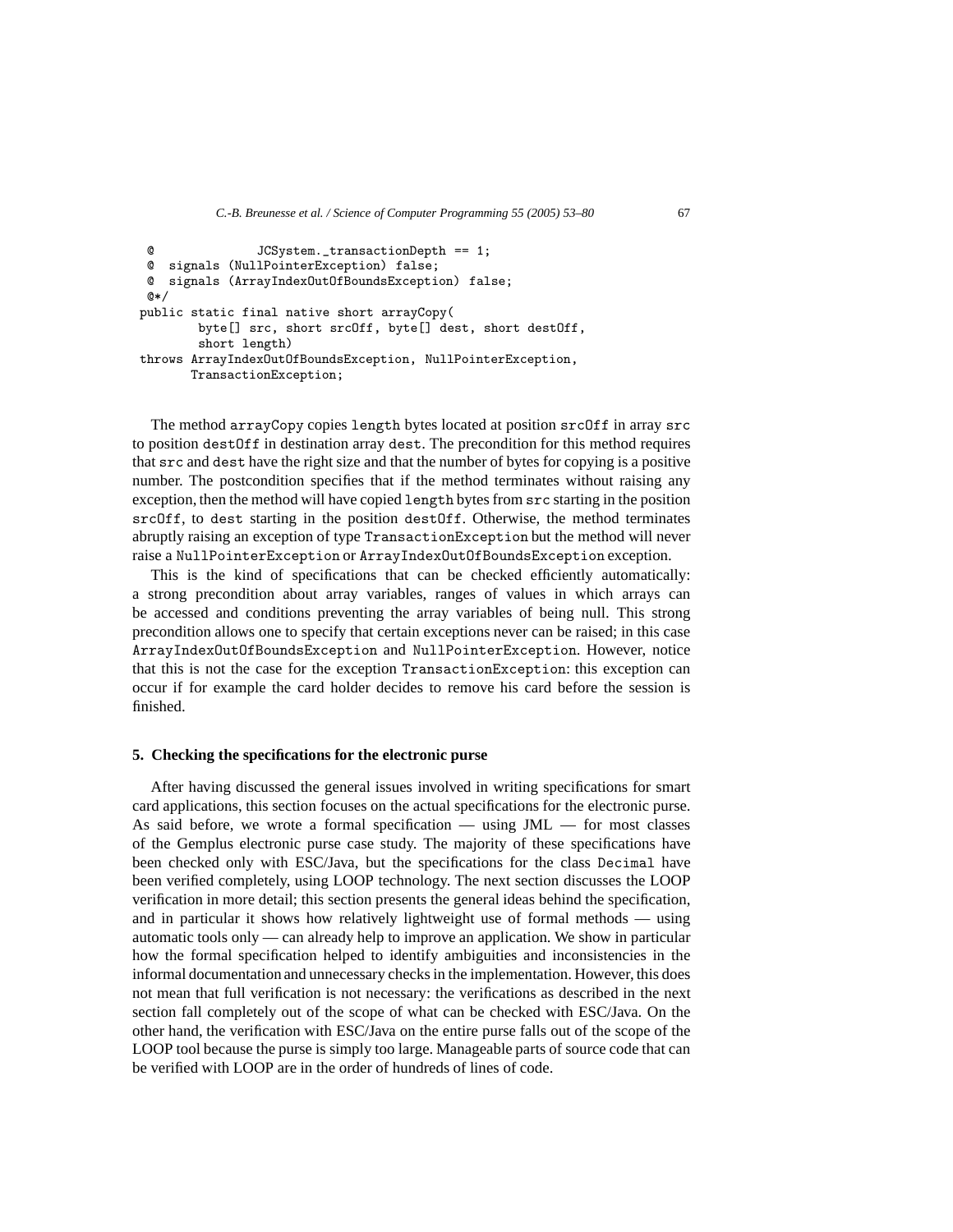```
  @              JCSystem._transactionDepth == 1;
  @  signals (NullPointerException) false;
  @  signals (ArrayIndexOutOfBoundsException) false;
  @*/
public static final native short arrayCopy(
        byte[] src, short srcOff, byte[] dest, short destOff,
        short length)
throws ArrayIndexOutOfBoundsException, NullPointerException,
       TransactionException;
```

The method `arrayCopy` copies `length` bytes located at position `srcOff` in array `src` to position `destOff` in destination array `dest`. The precondition for this method requires that `src` and `dest` have the right size and that the number of bytes for copying is a positive number. The postcondition specifies that if the method terminates without raising any exception, then the method will have copied `length` bytes from `src` starting in the position `srcOff`, to `dest` starting in the position `destOff`. Otherwise, the method terminates abruptly raising an exception of type `TransactionException` but the method will never raise a `NullPointerException` or `ArrayIndexOutOfBoundsException` exception.

This is the kind of specifications that can be checked efficiently automatically: a strong precondition about array variables, ranges of values in which arrays can be accessed and conditions preventing the array variables of being null. This strong precondition allows one to specify that certain exceptions never can be raised; in this case `ArrayIndexOutOfBoundsException` and `NullPointerException`. However, notice that this is not the case for the exception `TransactionException`: this exception can occur if for example the card holder decides to remove his card before the session is finished.

## 5. Checking the specifications for the electronic purse

After having discussed the general issues involved in writing specifications for smart card applications, this section focuses on the actual specifications for the electronic purse. As said before, we wrote a formal specification — using JML — for most classes of the Gemplus electronic purse case study. The majority of these specifications have been checked only with ESC/Java, but the specifications for the class `Decimal` have been verified completely, using LOOP technology. The next section discusses the LOOP verification in more detail; this section presents the general ideas behind the specification, and in particular it shows how relatively lightweight use of formal methods — using automatic tools only — can already help to improve an application. We show in particular how the formal specification helped to identify ambiguities and inconsistencies in the informal documentation and unnecessary checks in the implementation. However, this does not mean that full verification is not necessary: the verifications as described in the next section fall completely out of the scope of what can be checked with ESC/Java. On the other hand, the verification with ESC/Java on the entire purse falls out of the scope of the LOOP tool because the purse is simply too large. Manageable parts of source code that can be verified with LOOP are in the order of hundreds of lines of code.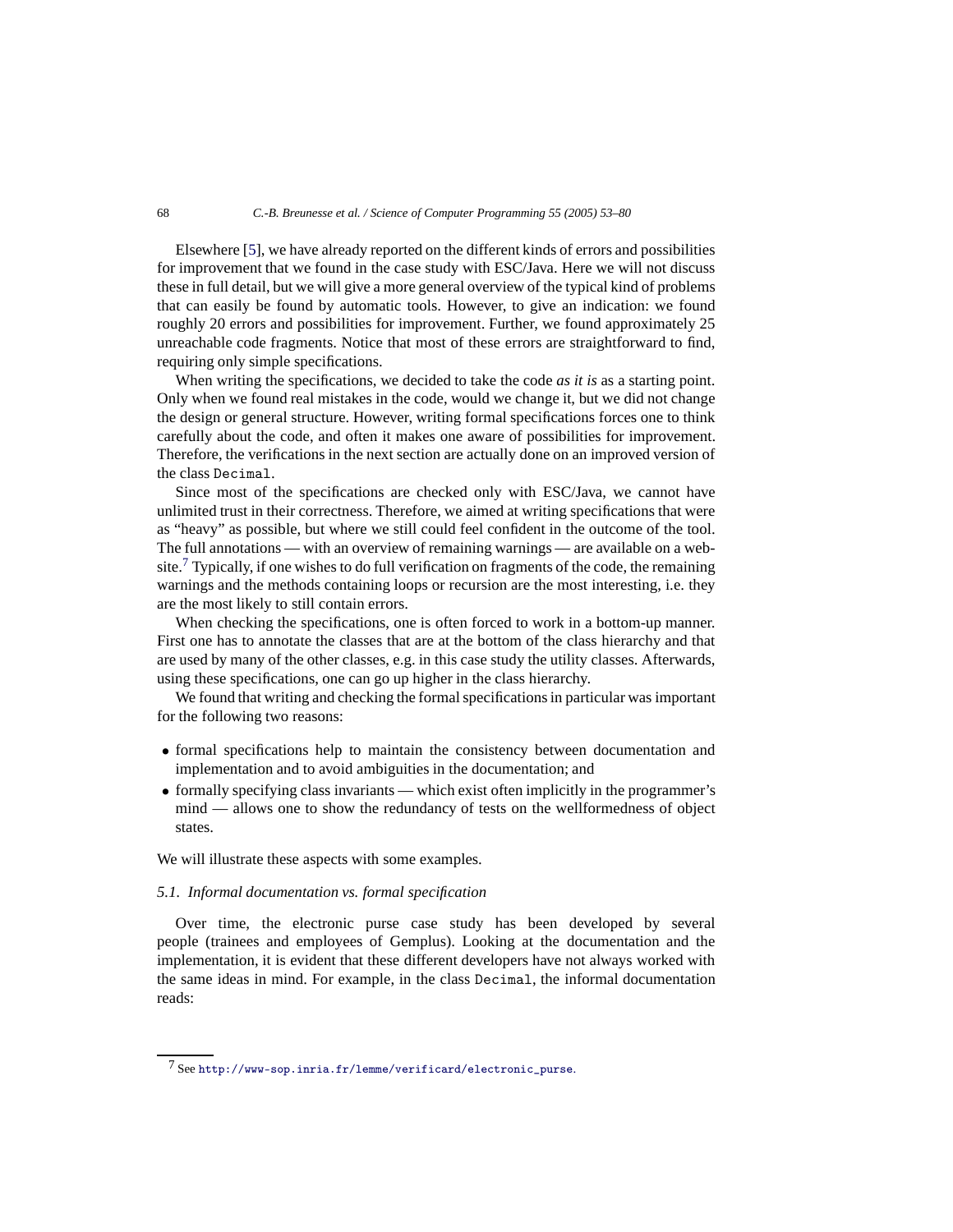Elsewhere [5], we have already reported on the different kinds of errors and possibilities for improvement that we found in the case study with ESC/Java. Here we will not discuss these in full detail, but we will give a more general overview of the typical kind of problems that can easily be found by automatic tools. However, to give an indication: we found roughly 20 errors and possibilities for improvement. Further, we found approximately 25 unreachable code fragments. Notice that most of these errors are straightforward to find, requiring only simple specifications.

When writing the specifications, we decided to take the code *as it is* as a starting point. Only when we found real mistakes in the code, would we change it, but we did not change the design or general structure. However, writing formal specifications forces one to think carefully about the code, and often it makes one aware of possibilities for improvement. Therefore, the verifications in the next section are actually done on an improved version of the class `Decimal`.

Since most of the specifications are checked only with ESC/Java, we cannot have unlimited trust in their correctness. Therefore, we aimed at writing specifications that were as "heavy" as possible, but where we still could feel confident in the outcome of the tool. The full annotations — with an overview of remaining warnings — are available on a website.[7] Typically, if one wishes to do full verification on fragments of the code, the remaining warnings and the methods containing loops or recursion are the most interesting, i.e. they are the most likely to still contain errors.

When checking the specifications, one is often forced to work in a bottom-up manner. First one has to annotate the classes that are at the bottom of the class hierarchy and that are used by many of the other classes, e.g. in this case study the utility classes. Afterwards, using these specifications, one can go up higher in the class hierarchy.

We found that writing and checking the formal specifications in particular was important for the following two reasons:

- formal specifications help to maintain the consistency between documentation and implementation and to avoid ambiguities in the documentation; and
- formally specifying class invariants — which exist often implicitly in the programmer's mind — allows one to show the redundancy of tests on the wellformedness of object states.

We will illustrate these aspects with some examples.

### 5.1. Informal documentation vs. formal specification

Over time, the electronic purse case study has been developed by several people (trainees and employees of Gemplus). Looking at the documentation and the implementation, it is evident that these different developers have not always worked with the same ideas in mind. For example, in the class `Decimal`, the informal documentation reads:

[7] See http://www-sop.inria.fr/lemme/verificard/electronic_purse.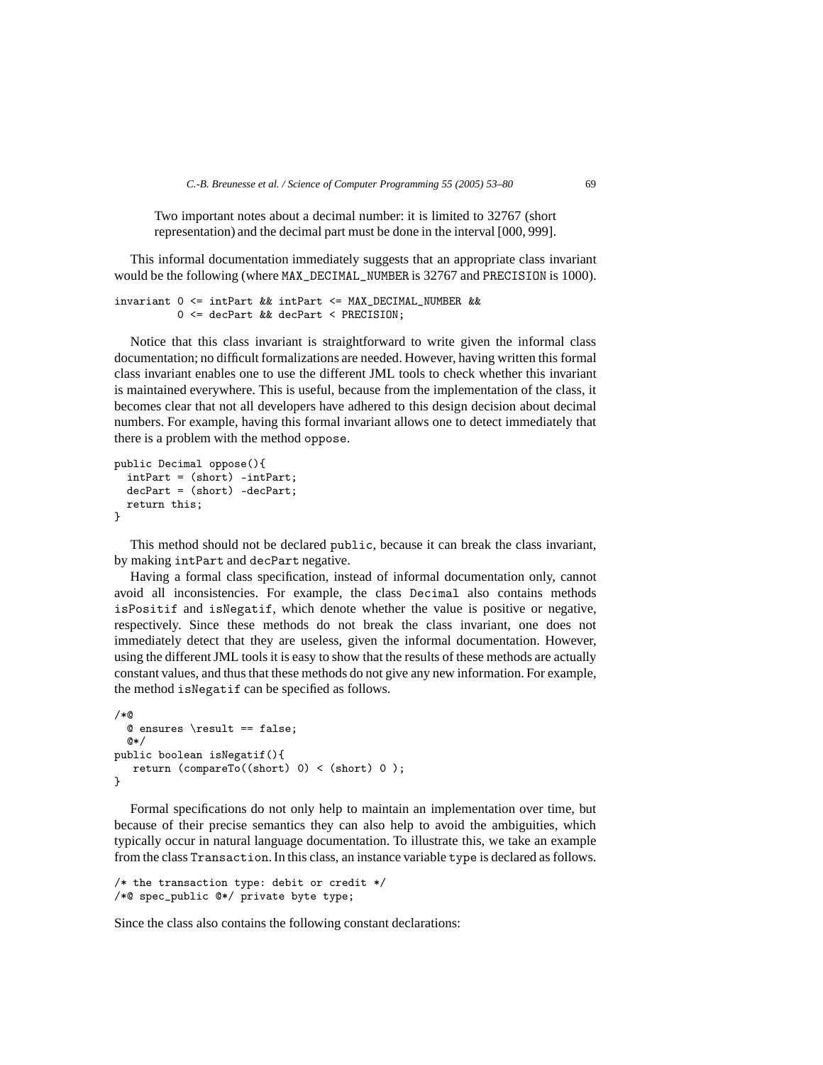> Two important notes about a decimal number: it is limited to 32767 (short representation) and the decimal part must be done in the interval [000, 999].

This informal documentation immediately suggests that an appropriate class invariant would be the following (where `MAX_DECIMAL_NUMBER` is 32767 and `PRECISION` is 1000).

```
invariant 0 <= intPart && intPart <= MAX_DECIMAL_NUMBER &&
          0 <= decPart && decPart < PRECISION;
```

Notice that this class invariant is straightforward to write given the informal class documentation; no difficult formalizations are needed. However, having written this formal class invariant enables one to use the different JML tools to check whether this invariant is maintained everywhere. This is useful, because from the implementation of the class, it becomes clear that not all developers have adhered to this design decision about decimal numbers. For example, having this formal invariant allows one to detect immediately that there is a problem with the method `oppose`.

```
public Decimal oppose(){
  intPart = (short) -intPart;
  decPart = (short) -decPart;
  return this;
}
```

This method should not be declared `public`, because it can break the class invariant, by making `intPart` and `decPart` negative.

Having a formal class specification, instead of informal documentation only, cannot avoid all inconsistencies. For example, the class `Decimal` also contains methods `isPositif` and `isNegatif`, which denote whether the value is positive or negative, respectively. Since these methods do not break the class invariant, one does not immediately detect that they are useless, given the informal documentation. However, using the different JML tools it is easy to show that the results of these methods are actually constant values, and thus that these methods do not give any new information. For example, the method `isNegatif` can be specified as follows.

```
/*@
  @ ensures \result == false;
  @*/
public boolean isNegatif(){
   return (compareTo((short) 0) < (short) 0 );
}
```

Formal specifications do not only help to maintain an implementation over time, but because of their precise semantics they can also help to avoid the ambiguities, which typically occur in natural language documentation. To illustrate this, we take an example from the class `Transaction`. In this class, an instance variable `type` is declared as follows.

```
/* the transaction type: debit or credit */
/*@ spec_public @*/ private byte type;
```

Since the class also contains the following constant declarations: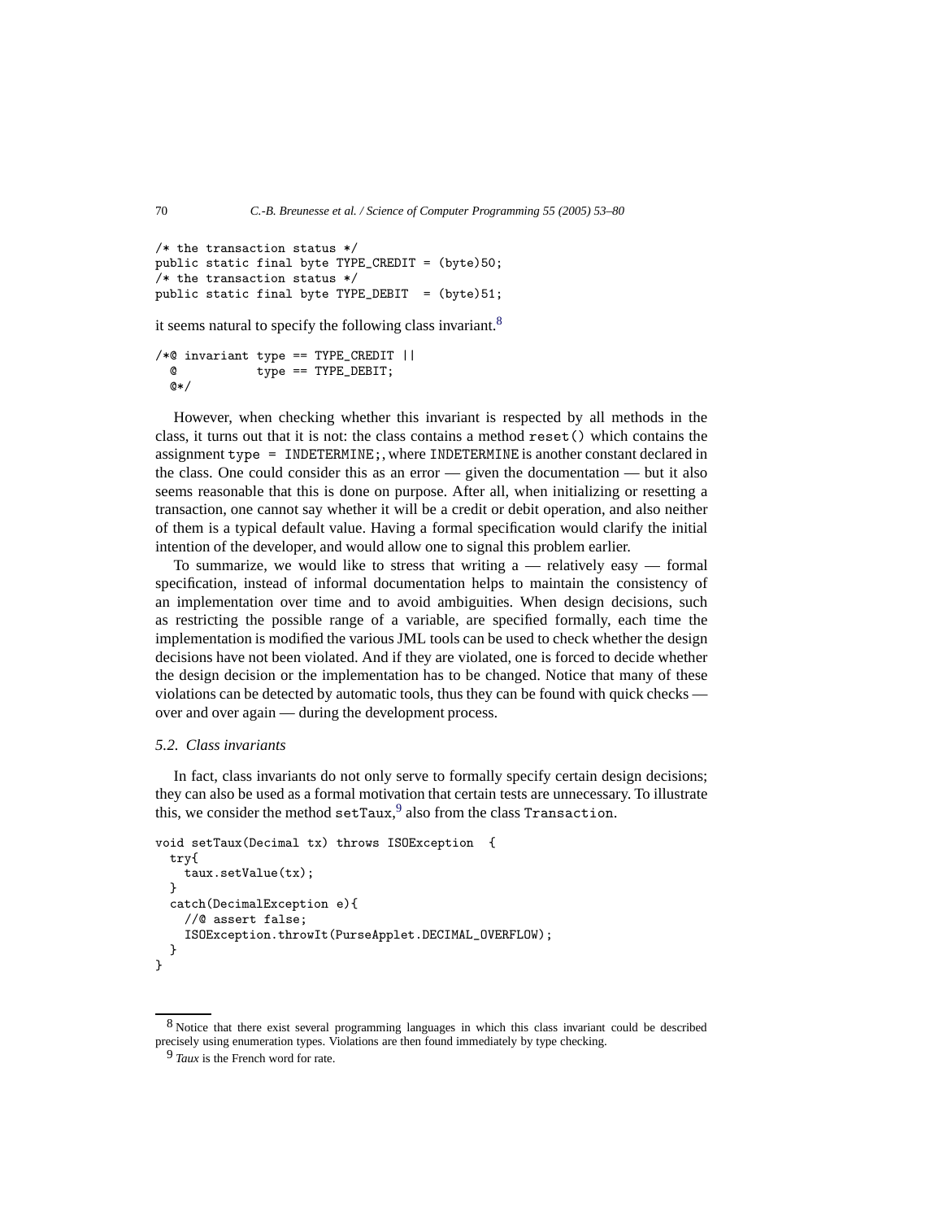```
/* the transaction status */
public static final byte TYPE_CREDIT = (byte)50;
/* the transaction status */
public static final byte TYPE_DEBIT  = (byte)51;
```

it seems natural to specify the following class invariant.[8]

```
/*@ invariant type == TYPE_CREDIT ||
  @           type == TYPE_DEBIT;
  @*/
```

However, when checking whether this invariant is respected by all methods in the class, it turns out that it is not: the class contains a method `reset()` which contains the assignment `type = INDETERMINE;`, where `INDETERMINE` is another constant declared in the class. One could consider this as an error — given the documentation — but it also seems reasonable that this is done on purpose. After all, when initializing or resetting a transaction, one cannot say whether it will be a credit or debit operation, and also neither of them is a typical default value. Having a formal specification would clarify the initial intention of the developer, and would allow one to signal this problem earlier.

To summarize, we would like to stress that writing a — relatively easy — formal specification, instead of informal documentation helps to maintain the consistency of an implementation over time and to avoid ambiguities. When design decisions, such as restricting the possible range of a variable, are specified formally, each time the implementation is modified the various JML tools can be used to check whether the design decisions have not been violated. And if they are violated, one is forced to decide whether the design decision or the implementation has to be changed. Notice that many of these violations can be detected by automatic tools, thus they can be found with quick checks — over and over again — during the development process.

### *5.2. Class invariants*

In fact, class invariants do not only serve to formally specify certain design decisions; they can also be used as a formal motivation that certain tests are unnecessary. To illustrate this, we consider the method `setTaux`,[9] also from the class `Transaction`.

```
void setTaux(Decimal tx) throws ISOException  {
  try{
    taux.setValue(tx);
  }
  catch(DecimalException e){
    //@ assert false;
    ISOException.throwIt(PurseApplet.DECIMAL_OVERFLOW);
  }
}
```

---

[8] Notice that there exist several programming languages in which this class invariant could be described precisely using enumeration types. Violations are then found immediately by type checking.

[9] *Taux* is the French word for rate.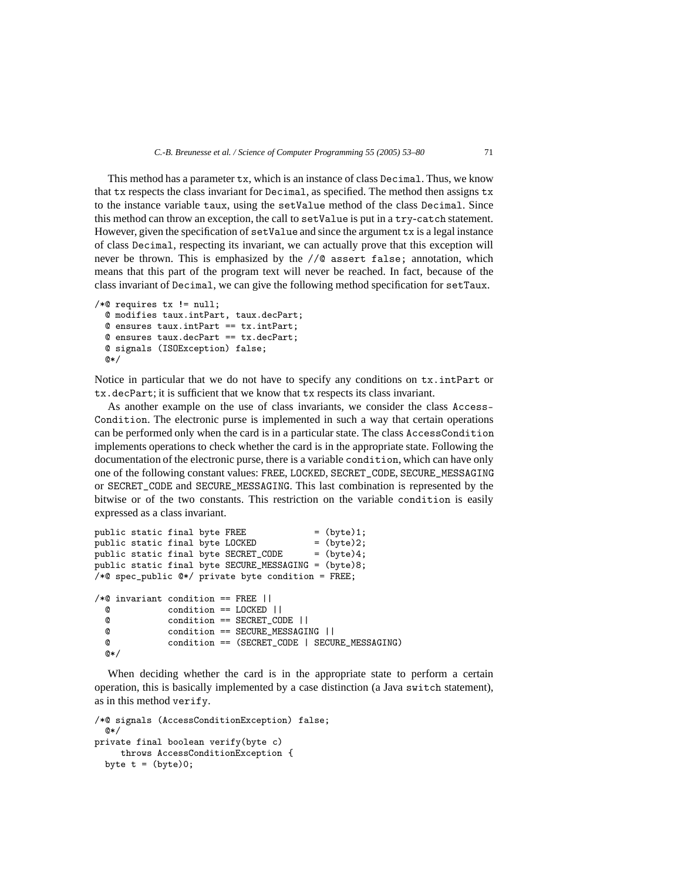This method has a parameter `tx`, which is an instance of class `Decimal`. Thus, we know that `tx` respects the class invariant for `Decimal`, as specified. The method then assigns `tx` to the instance variable `taux`, using the `setValue` method of the class `Decimal`. Since this method can throw an exception, the call to `setValue` is put in a `try-catch` statement. However, given the specification of `setValue` and since the argument `tx` is a legal instance of class `Decimal`, respecting its invariant, we can actually prove that this exception will never be thrown. This is emphasized by the `//@ assert false;` annotation, which means that this part of the program text will never be reached. In fact, because of the class invariant of `Decimal`, we can give the following method specification for `setTaux`.

```
/*@ requires tx != null;
  @ modifies taux.intPart, taux.decPart;
  @ ensures taux.intPart == tx.intPart;
  @ ensures taux.decPart == tx.decPart;
  @ signals (ISOException) false;
  @*/
```

Notice in particular that we do not have to specify any conditions on `tx.intPart` or `tx.decPart`; it is sufficient that we know that `tx` respects its class invariant.

As another example on the use of class invariants, we consider the class `AccessCondition`. The electronic purse is implemented in such a way that certain operations can be performed only when the card is in a particular state. The class `AccessCondition` implements operations to check whether the card is in the appropriate state. Following the documentation of the electronic purse, there is a variable `condition`, which can have only one of the following constant values: `FREE`, `LOCKED`, `SECRET_CODE`, `SECURE_MESSAGING` or `SECRET_CODE` and `SECURE_MESSAGING`. This last combination is represented by the bitwise or of the two constants. This restriction on the variable `condition` is easily expressed as a class invariant.

```
public static final byte FREE             = (byte)1;
public static final byte LOCKED           = (byte)2;
public static final byte SECRET_CODE      = (byte)4;
public static final byte SECURE_MESSAGING = (byte)8;
/*@ spec_public @*/ private byte condition = FREE;

/*@ invariant condition == FREE ||
  @           condition == LOCKED ||
  @           condition == SECRET_CODE ||
  @           condition == SECURE_MESSAGING ||
  @           condition == (SECRET_CODE | SECURE_MESSAGING)
  @*/
```

When deciding whether the card is in the appropriate state to perform a certain operation, this is basically implemented by a case distinction (a Java `switch` statement), as in this method `verify`.

```
/*@ signals (AccessConditionException) false;
  @*/
private final boolean verify(byte c)
     throws AccessConditionException {
  byte t = (byte)0;
```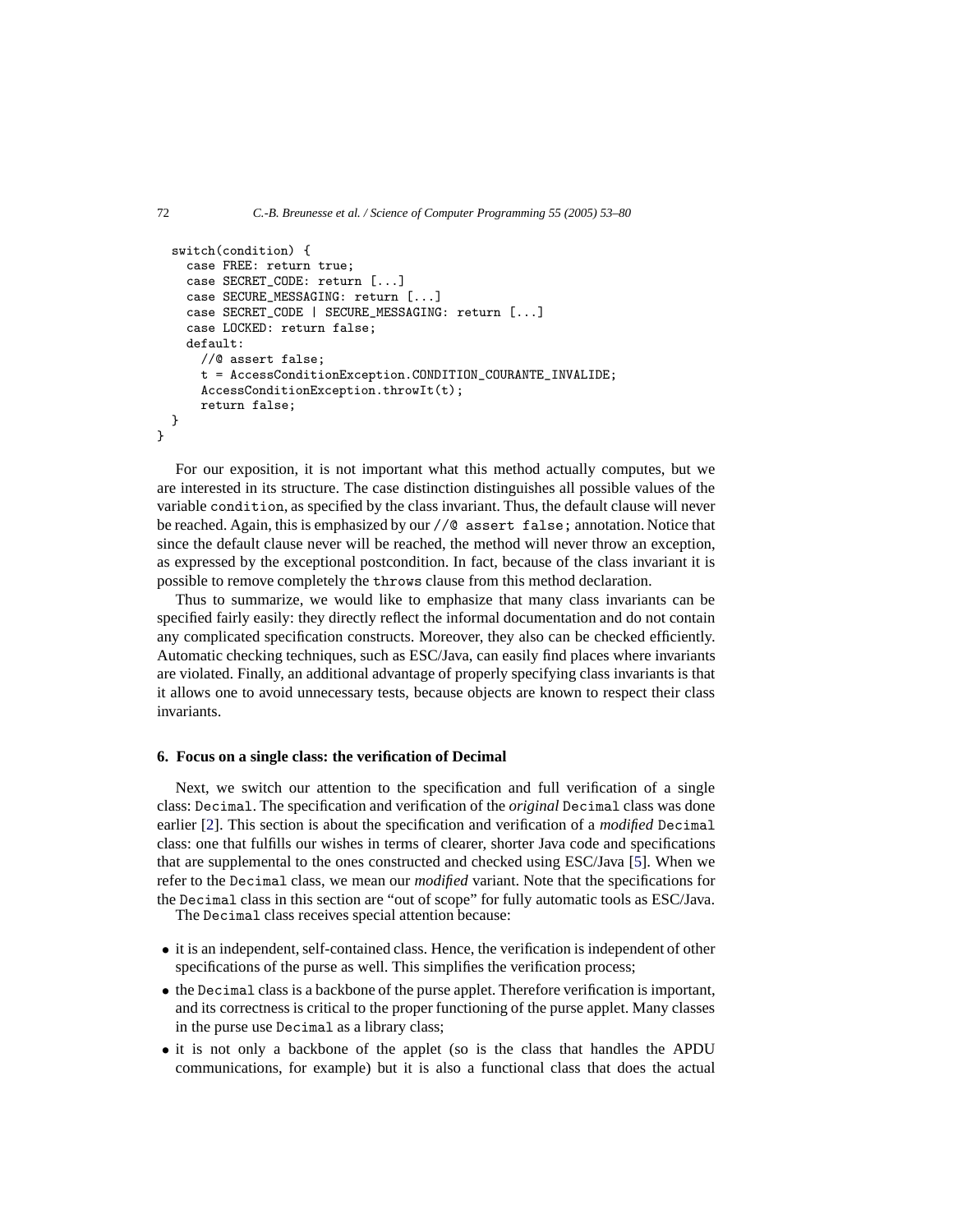```
  switch(condition) {
    case FREE: return true;
    case SECRET_CODE: return [...]
    case SECURE_MESSAGING: return [...]
    case SECRET_CODE | SECURE_MESSAGING: return [...]
    case LOCKED: return false;
    default:
      //@ assert false;
      t = AccessConditionException.CONDITION_COURANTE_INVALIDE;
      AccessConditionException.throwIt(t);
      return false;
  }
}
```

For our exposition, it is not important what this method actually computes, but we are interested in its structure. The case distinction distinguishes all possible values of the variable `condition`, as specified by the class invariant. Thus, the default clause will never be reached. Again, this is emphasized by our `//@ assert false;` annotation. Notice that since the default clause never will be reached, the method will never throw an exception, as expressed by the exceptional postcondition. In fact, because of the class invariant it is possible to remove completely the `throws` clause from this method declaration.

Thus to summarize, we would like to emphasize that many class invariants can be specified fairly easily: they directly reflect the informal documentation and do not contain any complicated specification constructs. Moreover, they also can be checked efficiently. Automatic checking techniques, such as ESC/Java, can easily find places where invariants are violated. Finally, an additional advantage of properly specifying class invariants is that it allows one to avoid unnecessary tests, because objects are known to respect their class invariants.

## 6. Focus on a single class: the verification of Decimal

Next, we switch our attention to the specification and full verification of a single class: `Decimal`. The specification and verification of the *original* `Decimal` class was done earlier [2]. This section is about the specification and verification of a *modified* `Decimal` class: one that fulfills our wishes in terms of clearer, shorter Java code and specifications that are supplemental to the ones constructed and checked using ESC/Java [5]. When we refer to the `Decimal` class, we mean our *modified* variant. Note that the specifications for the `Decimal` class in this section are "out of scope" for fully automatic tools as ESC/Java.

The `Decimal` class receives special attention because:

- it is an independent, self-contained class. Hence, the verification is independent of other specifications of the purse as well. This simplifies the verification process;
- the `Decimal` class is a backbone of the purse applet. Therefore verification is important, and its correctness is critical to the proper functioning of the purse applet. Many classes in the purse use `Decimal` as a library class;
- it is not only a backbone of the applet (so is the class that handles the APDU communications, for example) but it is also a functional class that does the actual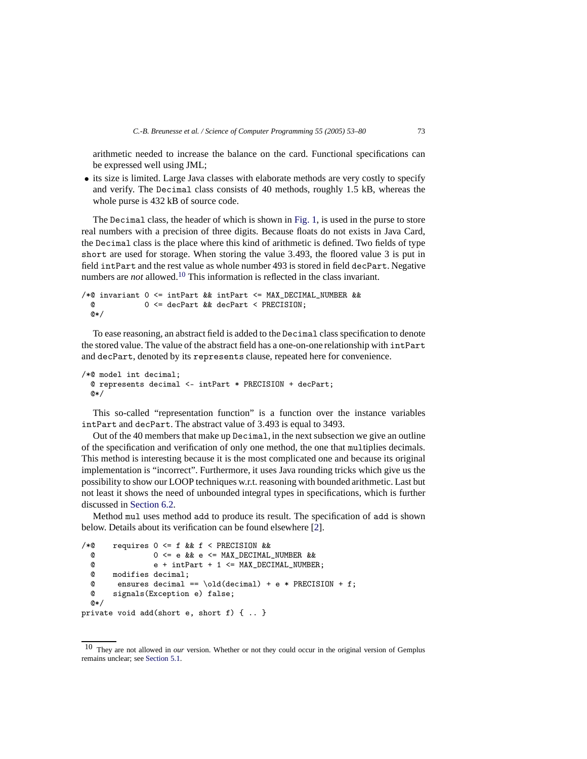arithmetic needed to increase the balance on the card. Functional specifications can be expressed well using JML;

- its size is limited. Large Java classes with elaborate methods are very costly to specify and verify. The `Decimal` class consists of 40 methods, roughly 1.5 kB, whereas the whole purse is 432 kB of source code.

The `Decimal` class, the header of which is shown in Fig. 1, is used in the purse to store real numbers with a precision of three digits. Because floats do not exists in Java Card, the `Decimal` class is the place where this kind of arithmetic is defined. Two fields of type `short` are used for storage. When storing the value 3.493, the floored value 3 is put in field `intPart` and the rest value as whole number 493 is stored in field `decPart`. Negative numbers are *not* allowed.[10] This information is reflected in the class invariant.

```
/*@ invariant 0 <= intPart && intPart <= MAX_DECIMAL_NUMBER &&
  @           0 <= decPart && decPart < PRECISION;
  @*/
```

To ease reasoning, an abstract field is added to the `Decimal` class specification to denote the stored value. The value of the abstract field has a one-on-one relationship with `intPart` and `decPart`, denoted by its `represents` clause, repeated here for convenience.

```
/*@ model int decimal;
  @ represents decimal <- intPart * PRECISION + decPart;
  @*/
```

This so-called "representation function" is a function over the instance variables `intPart` and `decPart`. The abstract value of 3.493 is equal to 3493.

Out of the 40 members that make up `Decimal`, in the next subsection we give an outline of the specification and verification of only one method, the one that `mul`tiplies decimals. This method is interesting because it is the most complicated one and because its original implementation is "incorrect". Furthermore, it uses Java rounding tricks which give us the possibility to show our LOOP techniques w.r.t. reasoning with bounded arithmetic. Last but not least it shows the need of unbounded integral types in specifications, which is further discussed in Section 6.2.

Method `mul` uses method `add` to produce its result. The specification of `add` is shown below. Details about its verification can be found elsewhere [2].

```
/*@    requires 0 <= f && f < PRECISION &&
  @             0 <= e && e <= MAX_DECIMAL_NUMBER &&
  @             e + intPart + 1 <= MAX_DECIMAL_NUMBER;
  @    modifies decimal;
  @     ensures decimal == \old(decimal) + e * PRECISION + f;
  @    signals(Exception e) false;
  @*/
private void add(short e, short f) { .. }
```

[10] They are not allowed in *our* version. Whether or not they could occur in the original version of Gemplus remains unclear; see Section 5.1.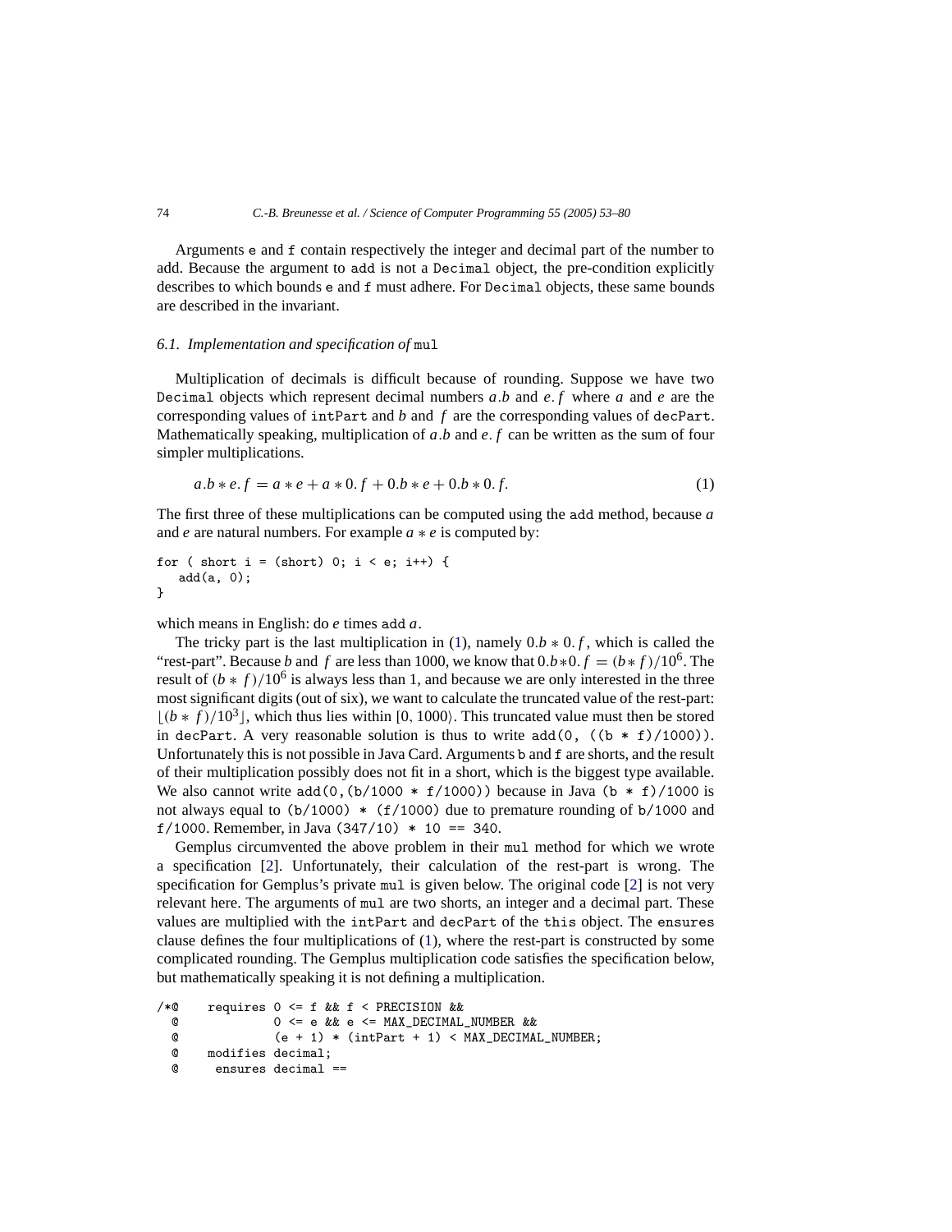Arguments e and f contain respectively the integer and decimal part of the number to add. Because the argument to add is not a Decimal object, the pre-condition explicitly describes to which bounds e and f must adhere. For Decimal objects, these same bounds are described in the invariant.

### 6.1. Implementation and specification of mul

Multiplication of decimals is difficult because of rounding. Suppose we have two Decimal objects which represent decimal numbers $a.b$ and $e.f$ where $a$ and $e$ are the corresponding values of intPart and $b$ and $f$ are the corresponding values of decPart. Mathematically speaking, multiplication of $a.b$ and $e.f$ can be written as the sum of four simpler multiplications.

$$a.b * e.f = a * e + a * 0.f + 0.b * e + 0.b * 0.f. \tag{1}$$

The first three of these multiplications can be computed using the add method, because $a$ and $e$ are natural numbers. For example $a * e$ is computed by:

```
for ( short i = (short) 0; i < e; i++) {
   add(a, 0);
}
```

which means in English: do $e$ times add $a$.

The tricky part is the last multiplication in (1), namely $0.b * 0.f$, which is called the "rest-part". Because $b$ and $f$ are less than 1000, we know that $0.b * 0.f = (b * f)/10^6$. The result of $(b * f)/10^6$ is always less than 1, and because we are only interested in the three most significant digits (out of six), we want to calculate the truncated value of the rest-part: $\lfloor (b * f)/10^3 \rfloor$, which thus lies within $[0, 1000\rangle$. This truncated value must then be stored in decPart. A very reasonable solution is thus to write add(0, ((b * f)/1000)). Unfortunately this is not possible in Java Card. Arguments b and f are shorts, and the result of their multiplication possibly does not fit in a short, which is the biggest type available. We also cannot write add(0,(b/1000 * f/1000)) because in Java (b * f)/1000 is not always equal to (b/1000) * (f/1000) due to premature rounding of b/1000 and f/1000. Remember, in Java (347/10) * 10 == 340.

Gemplus circumvented the above problem in their mul method for which we wrote a specification [2]. Unfortunately, their calculation of the rest-part is wrong. The specification for Gemplus's private mul is given below. The original code [2] is not very relevant here. The arguments of mul are two shorts, an integer and a decimal part. These values are multiplied with the intPart and decPart of the this object. The ensures clause defines the four multiplications of (1), where the rest-part is constructed by some complicated rounding. The Gemplus multiplication code satisfies the specification below, but mathematically speaking it is not defining a multiplication.

```
/*@    requires 0 <= f && f < PRECISION &&
  @             0 <= e && e <= MAX_DECIMAL_NUMBER &&
  @             (e + 1) * (intPart + 1) < MAX_DECIMAL_NUMBER;
  @    modifies decimal;
  @     ensures decimal ==
```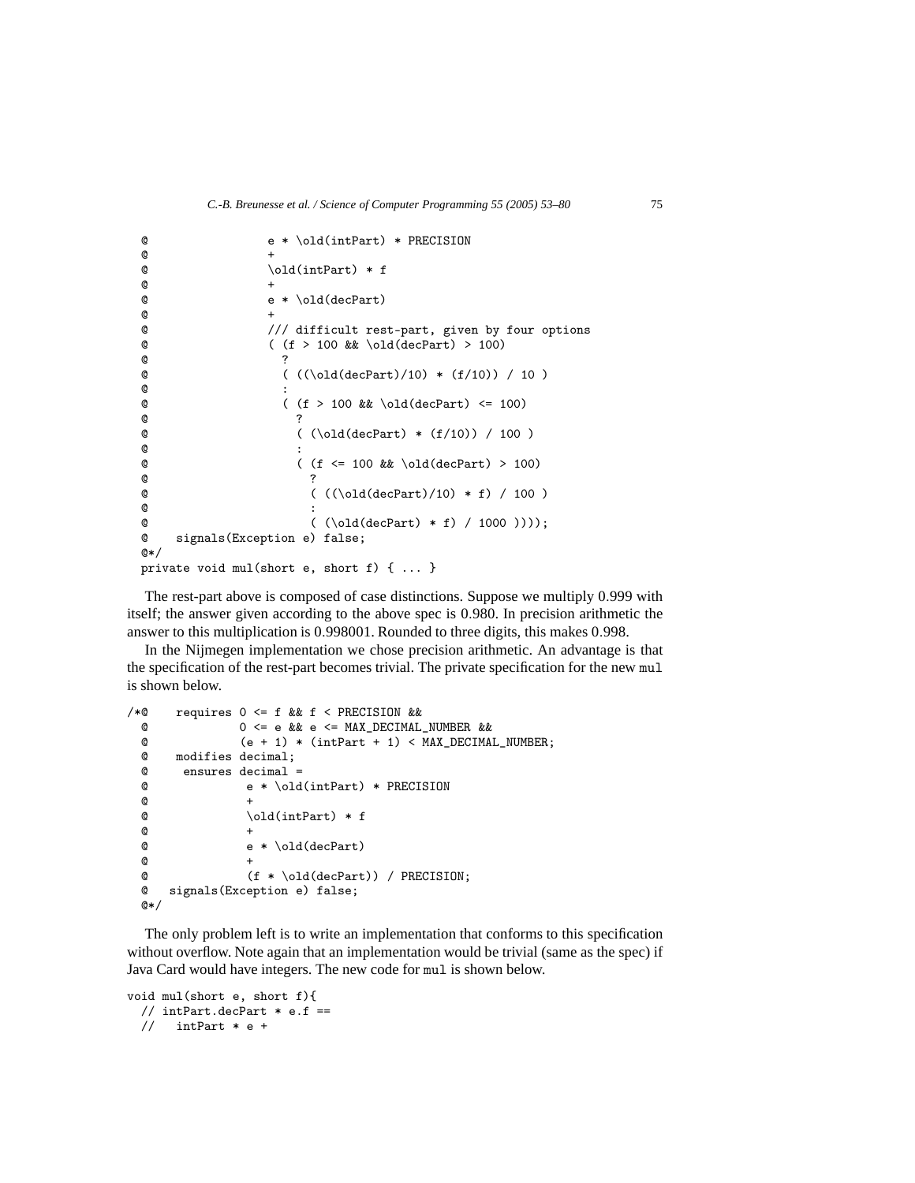```
  @                e * \old(intPart) * PRECISION
  @                +
  @                \old(intPart) * f
  @                +
  @                e * \old(decPart)
  @                +
  @                /// difficult rest-part, given by four options
  @                ( (f > 100 && \old(decPart) > 100)
  @                  ?
  @                  ( ((\old(decPart)/10) * (f/10)) / 10 )
  @                  :
  @                  ( (f > 100 && \old(decPart) <= 100)
  @                    ?
  @                    ( (\old(decPart) * (f/10)) / 100 )
  @                    :
  @                    ( (f <= 100 && \old(decPart) > 100)
  @                      ?
  @                      ( ((\old(decPart)/10) * f) / 100 )
  @                      :
  @                      ( (\old(decPart) * f) / 1000 ))));
  @    signals(Exception e) false;
  @*/
  private void mul(short e, short f) { ... }
```

The rest-part above is composed of case distinctions. Suppose we multiply 0.999 with itself; the answer given according to the above spec is 0.980. In precision arithmetic the answer to this multiplication is 0.998001. Rounded to three digits, this makes 0.998.

In the Nijmegen implementation we chose precision arithmetic. An advantage is that the specification of the rest-part becomes trivial. The private specification for the new `mul` is shown below.

```
/*@    requires 0 <= f && f < PRECISION &&
  @             0 <= e && e <= MAX_DECIMAL_NUMBER &&
  @             (e + 1) * (intPart + 1) < MAX_DECIMAL_NUMBER;
  @    modifies decimal;
  @     ensures decimal =
  @             e * \old(intPart) * PRECISION
  @             +
  @             \old(intPart) * f
  @             +
  @             e * \old(decPart)
  @             +
  @             (f * \old(decPart)) / PRECISION;
  @   signals(Exception e) false;
  @*/
```

The only problem left is to write an implementation that conforms to this specification without overflow. Note again that an implementation would be trivial (same as the spec) if Java Card would have integers. The new code for `mul` is shown below.

```
void mul(short e, short f){
  // intPart.decPart * e.f ==
  //   intPart * e +
```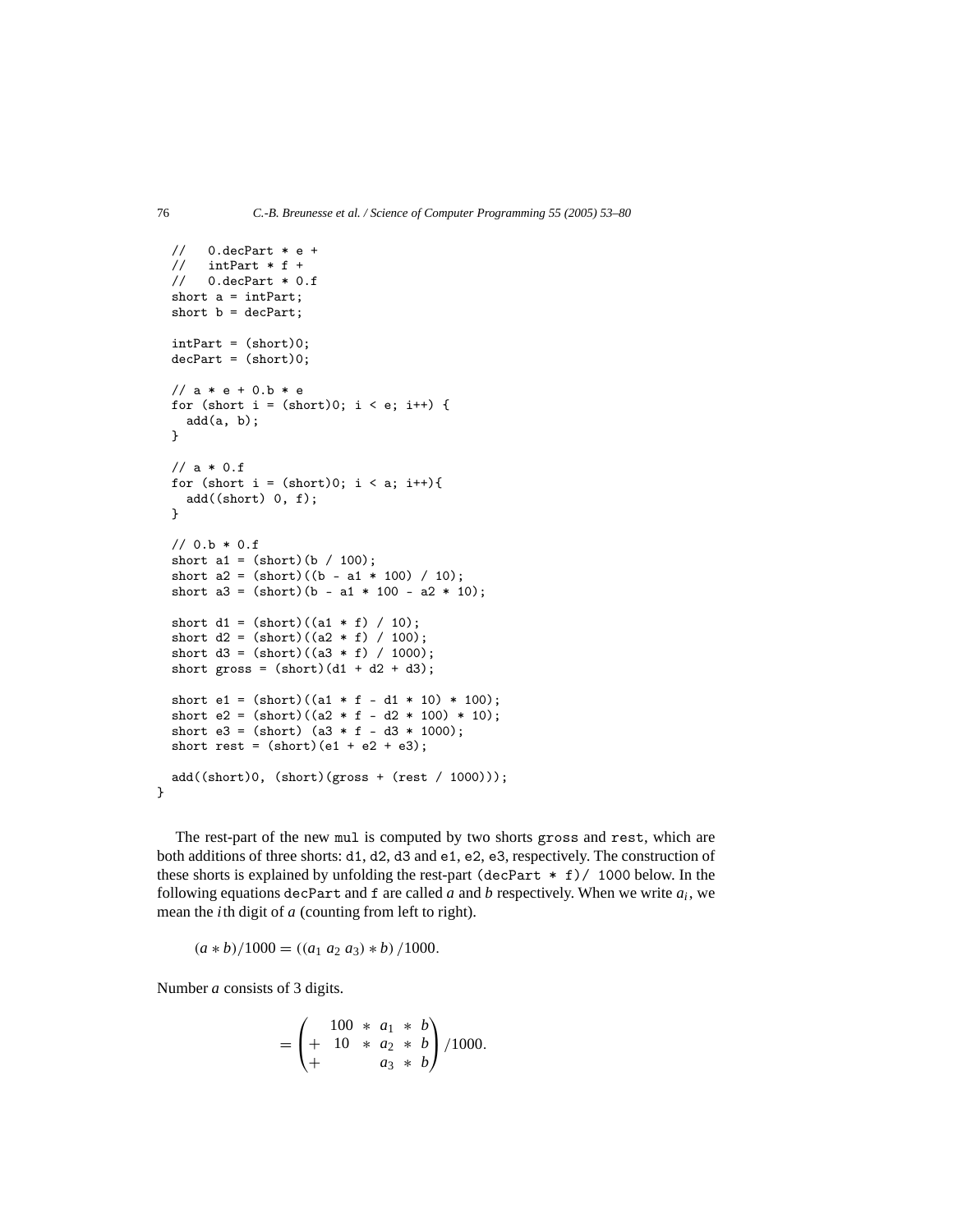```
  //   0.decPart * e +
  //   intPart * f +
  //   0.decPart * 0.f
  short a = intPart;
  short b = decPart;

  intPart = (short)0;
  decPart = (short)0;

  // a * e + 0.b * e
  for (short i = (short)0; i < e; i++) {
    add(a, b);
  }

  // a * 0.f
  for (short i = (short)0; i < a; i++){
    add((short) 0, f);
  }

  // 0.b * 0.f
  short a1 = (short)(b / 100);
  short a2 = (short)((b - a1 * 100) / 10);
  short a3 = (short)(b - a1 * 100 - a2 * 10);

  short d1 = (short)((a1 * f) / 10);
  short d2 = (short)((a2 * f) / 100);
  short d3 = (short)((a3 * f) / 1000);
  short gross = (short)(d1 + d2 + d3);

  short e1 = (short)((a1 * f - d1 * 10) * 100);
  short e2 = (short)((a2 * f - d2 * 100) * 10);
  short e3 = (short) (a3 * f - d3 * 1000);
  short rest = (short)(e1 + e2 + e3);

  add((short)0, (short)(gross + (rest / 1000)));
}
```

The rest-part of the new `mul` is computed by two shorts `gross` and `rest`, which are both additions of three shorts: `d1`, `d2`, `d3` and `e1`, `e2`, `e3`, respectively. The construction of these shorts is explained by unfolding the rest-part `(decPart * f)/ 1000` below. In the following equations `decPart` and `f` are called $a$ and $b$ respectively. When we write $a_i$, we mean the $i$th digit of $a$ (counting from left to right).

$$(a * b)/1000 = ((a_1\ a_2\ a_3) * b)\,/1000.$$

Number $a$ consists of 3 digits.

$$= \begin{pmatrix} & 100 & * & a_1 & * & b \\ + & 10 & * & a_2 & * & b \\ + & & & a_3 & * & b \end{pmatrix} /1000.$$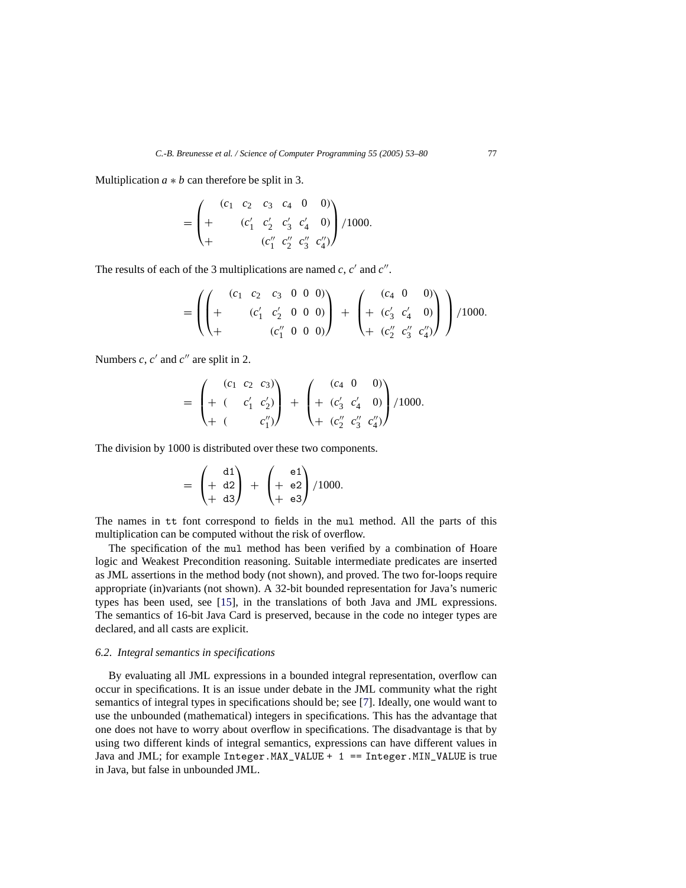Multiplication $a * b$ can therefore be split in 3.

$$= \begin{pmatrix} (c_1 \;\; c_2 \;\; c_3 \;\; c_4 \;\; 0 \;\;\; 0) \\ + \qquad (c'_1 \;\; c'_2 \;\; c'_3 \;\; c'_4 \;\;\; 0) \\ + \qquad\qquad (c''_1 \;\; c''_2 \;\; c''_3 \;\; c''_4) \end{pmatrix} /1000.$$

The results of each of the 3 multiplications are named $c$, $c'$ and $c''$.

$$= \left( \begin{pmatrix} (c_1 \;\; c_2 \;\; c_3 \;\; 0 \;\; 0 \;\; 0) \\ + \qquad (c'_1 \;\; c'_2 \;\; 0 \;\; 0 \;\; 0) \\ + \qquad\qquad (c''_1 \;\; 0 \;\; 0 \;\; 0) \end{pmatrix} + \begin{pmatrix} (c_4 \;\; 0 \;\;\; 0) \\ + \;(c'_3 \;\; c'_4 \;\;\; 0) \\ + \;(c''_2 \;\; c''_3 \;\; c''_4) \end{pmatrix} \right) /1000.$$

Numbers $c$, $c'$ and $c''$ are split in 2.

$$= \begin{pmatrix} (c_1 \;\; c_2 \;\; c_3) \\ + \;( \quad c'_1 \;\; c'_2) \\ + \;( \qquad c''_1) \end{pmatrix} + \begin{pmatrix} (c_4 \;\; 0 \;\;\; 0) \\ + \;(c'_3 \;\; c'_4 \;\;\; 0) \\ + \;(c''_2 \;\; c''_3 \;\; c''_4) \end{pmatrix} /1000.$$

The division by 1000 is distributed over these two components.

$$= \begin{pmatrix} \texttt{d1} \\ + \;\texttt{d2} \\ + \;\texttt{d3} \end{pmatrix} + \begin{pmatrix} \texttt{e1} \\ + \;\texttt{e2} \\ + \;\texttt{e3} \end{pmatrix} /1000.$$

The names in `tt` font correspond to fields in the `mul` method. All the parts of this multiplication can be computed without the risk of overflow.

The specification of the `mul` method has been verified by a combination of Hoare logic and Weakest Precondition reasoning. Suitable intermediate predicates are inserted as JML assertions in the method body (not shown), and proved. The two for-loops require appropriate (in)variants (not shown). A 32-bit bounded representation for Java's numeric types has been used, see [15], in the translations of both Java and JML expressions. The semantics of 16-bit Java Card is preserved, because in the code no integer types are declared, and all casts are explicit.

### *6.2. Integral semantics in specifications*

By evaluating all JML expressions in a bounded integral representation, overflow can occur in specifications. It is an issue under debate in the JML community what the right semantics of integral types in specifications should be; see [7]. Ideally, one would want to use the unbounded (mathematical) integers in specifications. This has the advantage that one does not have to worry about overflow in specifications. The disadvantage is that by using two different kinds of integral semantics, expressions can have different values in Java and JML; for example `Integer.MAX_VALUE + 1 == Integer.MIN_VALUE` is true in Java, but false in unbounded JML.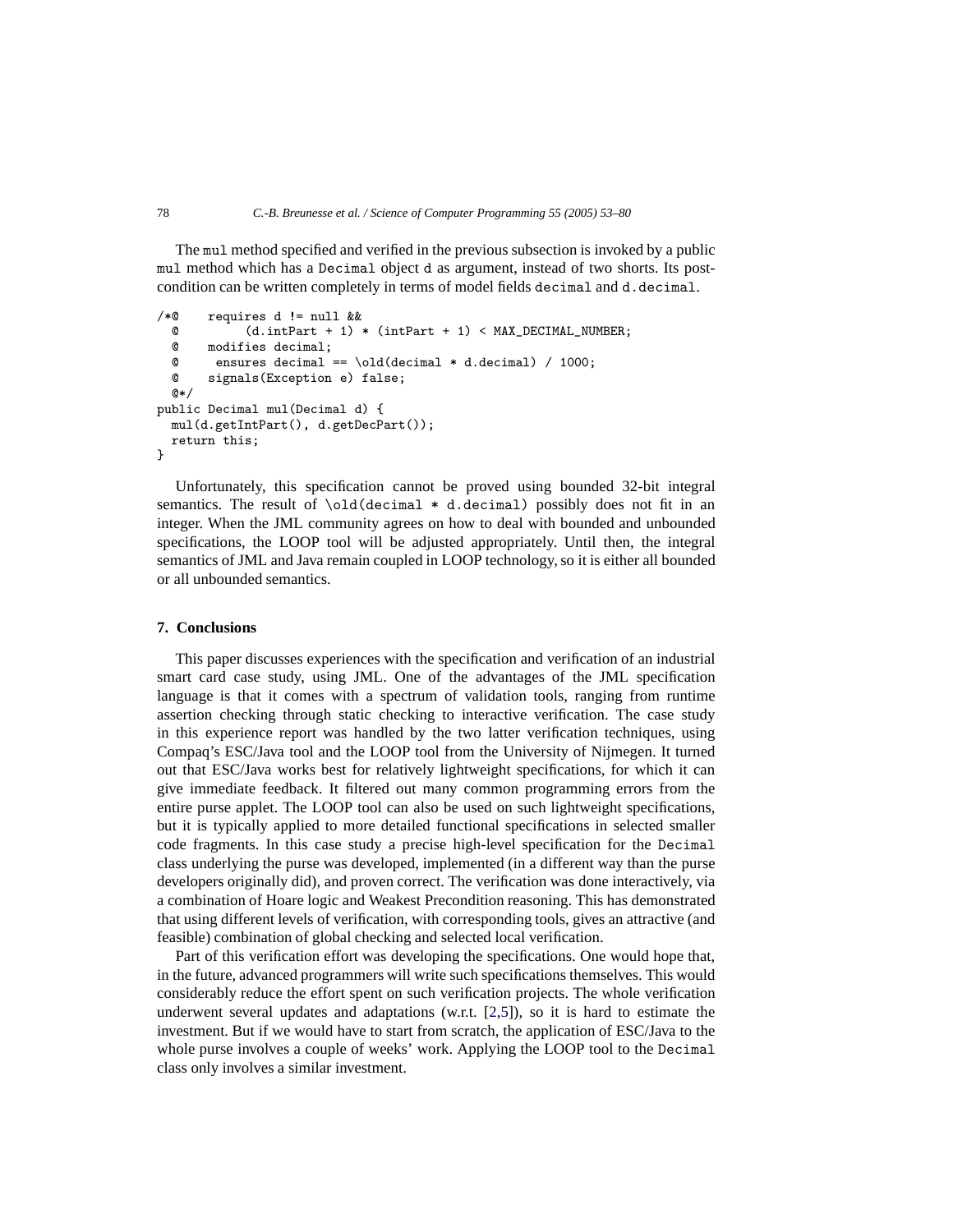The `mul` method specified and verified in the previous subsection is invoked by a public `mul` method which has a `Decimal` object `d` as argument, instead of two shorts. Its post-condition can be written completely in terms of model fields `decimal` and `d.decimal`.

```
/*@    requires d != null &&
  @         (d.intPart + 1) * (intPart + 1) < MAX_DECIMAL_NUMBER;
  @    modifies decimal;
  @     ensures decimal == \old(decimal * d.decimal) / 1000;
  @    signals(Exception e) false;
  @*/
public Decimal mul(Decimal d) {
  mul(d.getIntPart(), d.getDecPart());
  return this;
}
```

Unfortunately, this specification cannot be proved using bounded 32-bit integral semantics. The result of `\old(decimal * d.decimal)` possibly does not fit in an integer. When the JML community agrees on how to deal with bounded and unbounded specifications, the LOOP tool will be adjusted appropriately. Until then, the integral semantics of JML and Java remain coupled in LOOP technology, so it is either all bounded or all unbounded semantics.

## 7. Conclusions

This paper discusses experiences with the specification and verification of an industrial smart card case study, using JML. One of the advantages of the JML specification language is that it comes with a spectrum of validation tools, ranging from runtime assertion checking through static checking to interactive verification. The case study in this experience report was handled by the two latter verification techniques, using Compaq's ESC/Java tool and the LOOP tool from the University of Nijmegen. It turned out that ESC/Java works best for relatively lightweight specifications, for which it can give immediate feedback. It filtered out many common programming errors from the entire purse applet. The LOOP tool can also be used on such lightweight specifications, but it is typically applied to more detailed functional specifications in selected smaller code fragments. In this case study a precise high-level specification for the `Decimal` class underlying the purse was developed, implemented (in a different way than the purse developers originally did), and proven correct. The verification was done interactively, via a combination of Hoare logic and Weakest Precondition reasoning. This has demonstrated that using different levels of verification, with corresponding tools, gives an attractive (and feasible) combination of global checking and selected local verification.

Part of this verification effort was developing the specifications. One would hope that, in the future, advanced programmers will write such specifications themselves. This would considerably reduce the effort spent on such verification projects. The whole verification underwent several updates and adaptations (w.r.t. [2,5]), so it is hard to estimate the investment. But if we would have to start from scratch, the application of ESC/Java to the whole purse involves a couple of weeks' work. Applying the LOOP tool to the `Decimal` class only involves a similar investment.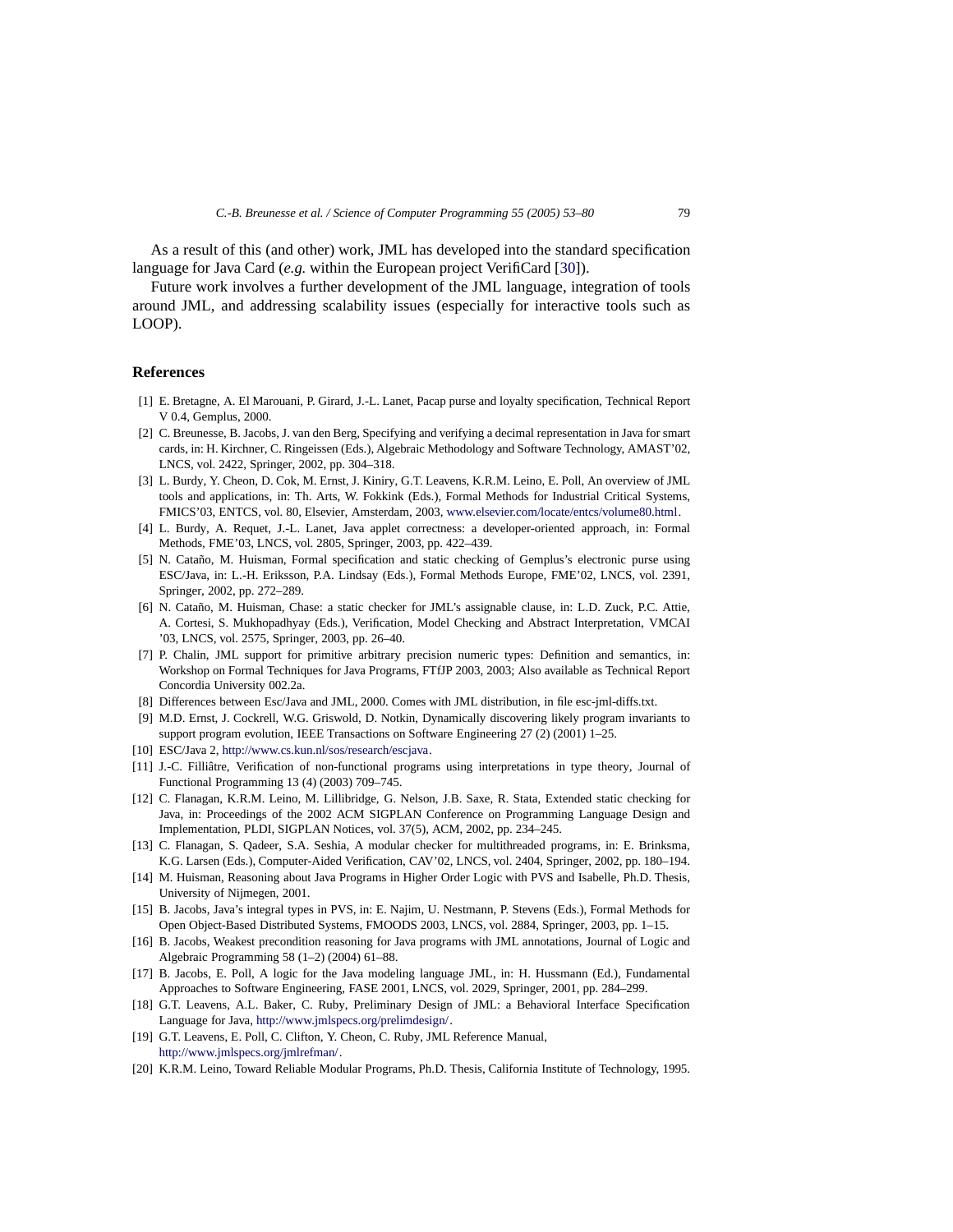As a result of this (and other) work, JML has developed into the standard specification language for Java Card (*e.g.* within the European project VerifiCard [30]).

Future work involves a further development of the JML language, integration of tools around JML, and addressing scalability issues (especially for interactive tools such as LOOP).

## References

[1] E. Bretagne, A. El Marouani, P. Girard, J.-L. Lanet, Pacap purse and loyalty specification, Technical Report V 0.4, Gemplus, 2000.

[2] C. Breunesse, B. Jacobs, J. van den Berg, Specifying and verifying a decimal representation in Java for smart cards, in: H. Kirchner, C. Ringeissen (Eds.), Algebraic Methodology and Software Technology, AMAST'02, LNCS, vol. 2422, Springer, 2002, pp. 304–318.

[3] L. Burdy, Y. Cheon, D. Cok, M. Ernst, J. Kiniry, G.T. Leavens, K.R.M. Leino, E. Poll, An overview of JML tools and applications, in: Th. Arts, W. Fokkink (Eds.), Formal Methods for Industrial Critical Systems, FMICS'03, ENTCS, vol. 80, Elsevier, Amsterdam, 2003, www.elsevier.com/locate/entcs/volume80.html.

[4] L. Burdy, A. Requet, J.-L. Lanet, Java applet correctness: a developer-oriented approach, in: Formal Methods, FME'03, LNCS, vol. 2805, Springer, 2003, pp. 422–439.

[5] N. Cataño, M. Huisman, Formal specification and static checking of Gemplus's electronic purse using ESC/Java, in: L.-H. Eriksson, P.A. Lindsay (Eds.), Formal Methods Europe, FME'02, LNCS, vol. 2391, Springer, 2002, pp. 272–289.

[6] N. Cataño, M. Huisman, Chase: a static checker for JML's assignable clause, in: L.D. Zuck, P.C. Attie, A. Cortesi, S. Mukhopadhyay (Eds.), Verification, Model Checking and Abstract Interpretation, VMCAI '03, LNCS, vol. 2575, Springer, 2003, pp. 26–40.

[7] P. Chalin, JML support for primitive arbitrary precision numeric types: Definition and semantics, in: Workshop on Formal Techniques for Java Programs, FTfJP 2003, 2003; Also available as Technical Report Concordia University 002.2a.

[8] Differences between Esc/Java and JML, 2000. Comes with JML distribution, in file esc-jml-diffs.txt.

[9] M.D. Ernst, J. Cockrell, W.G. Griswold, D. Notkin, Dynamically discovering likely program invariants to support program evolution, IEEE Transactions on Software Engineering 27 (2) (2001) 1–25.

[10] ESC/Java 2, http://www.cs.kun.nl/sos/research/escjava.

[11] J.-C. Filliâtre, Verification of non-functional programs using interpretations in type theory, Journal of Functional Programming 13 (4) (2003) 709–745.

[12] C. Flanagan, K.R.M. Leino, M. Lillibridge, G. Nelson, J.B. Saxe, R. Stata, Extended static checking for Java, in: Proceedings of the 2002 ACM SIGPLAN Conference on Programming Language Design and Implementation, PLDI, SIGPLAN Notices, vol. 37(5), ACM, 2002, pp. 234–245.

[13] C. Flanagan, S. Qadeer, S.A. Seshia, A modular checker for multithreaded programs, in: E. Brinksma, K.G. Larsen (Eds.), Computer-Aided Verification, CAV'02, LNCS, vol. 2404, Springer, 2002, pp. 180–194.

[14] M. Huisman, Reasoning about Java Programs in Higher Order Logic with PVS and Isabelle, Ph.D. Thesis, University of Nijmegen, 2001.

[15] B. Jacobs, Java's integral types in PVS, in: E. Najim, U. Nestmann, P. Stevens (Eds.), Formal Methods for Open Object-Based Distributed Systems, FMOODS 2003, LNCS, vol. 2884, Springer, 2003, pp. 1–15.

[16] B. Jacobs, Weakest precondition reasoning for Java programs with JML annotations, Journal of Logic and Algebraic Programming 58 (1–2) (2004) 61–88.

[17] B. Jacobs, E. Poll, A logic for the Java modeling language JML, in: H. Hussmann (Ed.), Fundamental Approaches to Software Engineering, FASE 2001, LNCS, vol. 2029, Springer, 2001, pp. 284–299.

[18] G.T. Leavens, A.L. Baker, C. Ruby, Preliminary Design of JML: a Behavioral Interface Specification Language for Java, http://www.jmlspecs.org/prelimdesign/.

[19] G.T. Leavens, E. Poll, C. Clifton, Y. Cheon, C. Ruby, JML Reference Manual, http://www.jmlspecs.org/jmlrefman/.

[20] K.R.M. Leino, Toward Reliable Modular Programs, Ph.D. Thesis, California Institute of Technology, 1995.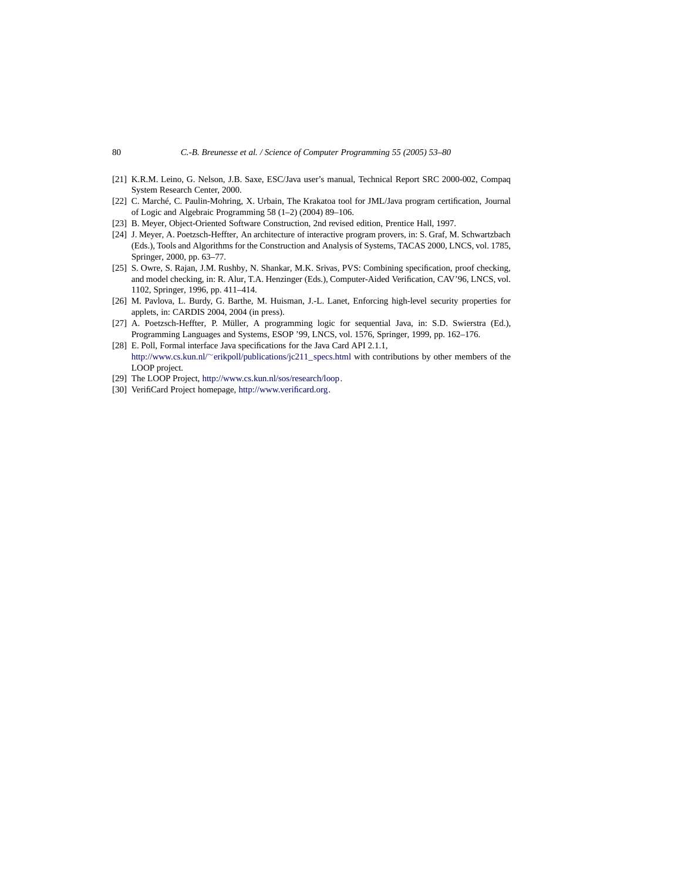[21] K.R.M. Leino, G. Nelson, J.B. Saxe, ESC/Java user's manual, Technical Report SRC 2000-002, Compaq System Research Center, 2000.

[22] C. Marché, C. Paulin-Mohring, X. Urbain, The Krakatoa tool for JML/Java program certification, Journal of Logic and Algebraic Programming 58 (1–2) (2004) 89–106.

[23] B. Meyer, Object-Oriented Software Construction, 2nd revised edition, Prentice Hall, 1997.

[24] J. Meyer, A. Poetzsch-Heffter, An architecture of interactive program provers, in: S. Graf, M. Schwartzbach (Eds.), Tools and Algorithms for the Construction and Analysis of Systems, TACAS 2000, LNCS, vol. 1785, Springer, 2000, pp. 63–77.

[25] S. Owre, S. Rajan, J.M. Rushby, N. Shankar, M.K. Srivas, PVS: Combining specification, proof checking, and model checking, in: R. Alur, T.A. Henzinger (Eds.), Computer-Aided Verification, CAV'96, LNCS, vol. 1102, Springer, 1996, pp. 411–414.

[26] M. Pavlova, L. Burdy, G. Barthe, M. Huisman, J.-L. Lanet, Enforcing high-level security properties for applets, in: CARDIS 2004, 2004 (in press).

[27] A. Poetzsch-Heffter, P. Müller, A programming logic for sequential Java, in: S.D. Swierstra (Ed.), Programming Languages and Systems, ESOP '99, LNCS, vol. 1576, Springer, 1999, pp. 162–176.

[28] E. Poll, Formal interface Java specifications for the Java Card API 2.1.1, http://www.cs.kun.nl/~erikpoll/publications/jc211_specs.html with contributions by other members of the LOOP project.

[29] The LOOP Project, http://www.cs.kun.nl/sos/research/loop.

[30] VerifiCard Project homepage, http://www.verificard.org.